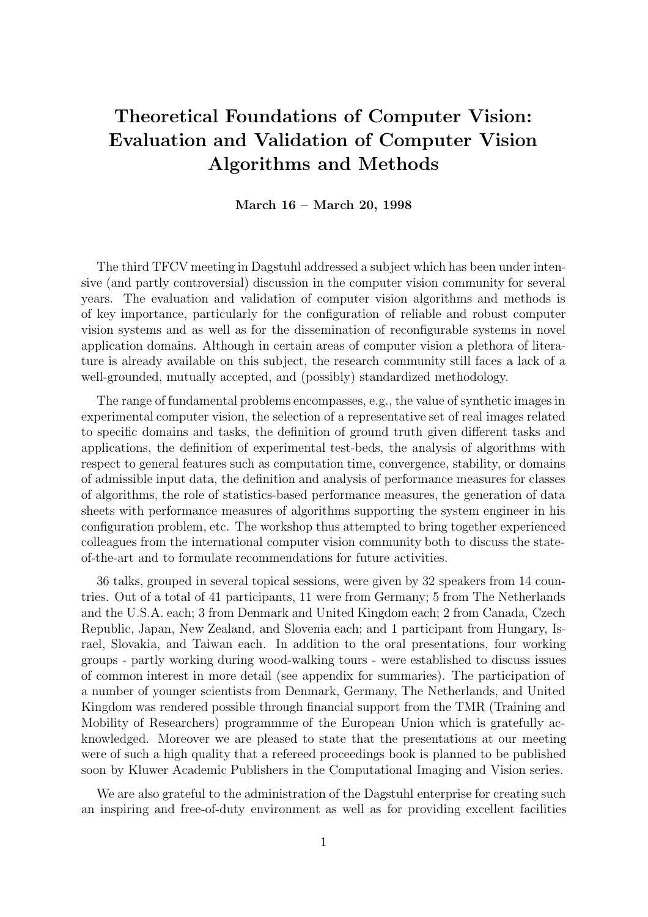# Theoretical Foundations of Computer Vision: Evaluation and Validation of Computer Vision Algorithms and Methods

**March 16 – March 20, 1998**

The third TFCV meeting in Dagstuhl addressed a subject which has been under intensive (and partly controversial) discussion in the computer vision community for several years. The evaluation and validation of computer vision algorithms and methods is of key importance, particularly for the configuration of reliable and robust computer vision systems and as well as for the dissemination of reconfigurable systems in novel application domains. Although in certain areas of computer vision a plethora of literature is already available on this subject, the research community still faces a lack of a well-grounded, mutually accepted, and (possibly) standardized methodology.

The range of fundamental problems encompasses, e.g., the value of synthetic images in experimental computer vision, the selection of a representative set of real images related to specific domains and tasks, the definition of ground truth given different tasks and applications, the definition of experimental test-beds, the analysis of algorithms with respect to general features such as computation time, convergence, stability, or domains of admissible input data, the definition and analysis of performance measures for classes of algorithms, the role of statistics-based performance measures, the generation of data sheets with performance measures of algorithms supporting the system engineer in his configuration problem, etc. The workshop thus attempted to bring together experienced colleagues from the international computer vision community both to discuss the state-of-the-art and to formulate recommendations for future activities.

36 talks, grouped in several topical sessions, were given by 32 speakers from 14 countries. Out of a total of 41 participants, 11 were from Germany; 5 from The Netherlands and the U.S.A. each; 3 from Denmark and United Kingdom each; 2 from Canada, Czech Republic, Japan, New Zealand, and Slovenia each; and 1 participant from Hungary, Israel, Slovakia, and Taiwan each. In addition to the oral presentations, four working groups - partly working during wood-walking tours - were established to discuss issues of common interest in more detail (see appendix for summaries). The participation of a number of younger scientists from Denmark, Germany, The Netherlands, and United Kingdom was rendered possible through financial support from the TMR (Training and Mobility of Researchers) programmme of the European Union which is gratefully acknowledged. Moreover we are pleased to state that the presentations at our meeting were of such a high quality that a refereed proceedings book is planned to be published soon by Kluwer Academic Publishers in the Computational Imaging and Vision series.

We are also grateful to the administration of the Dagstuhl enterprise for creating such an inspiring and free-of-duty environment as well as for providing excellent facilities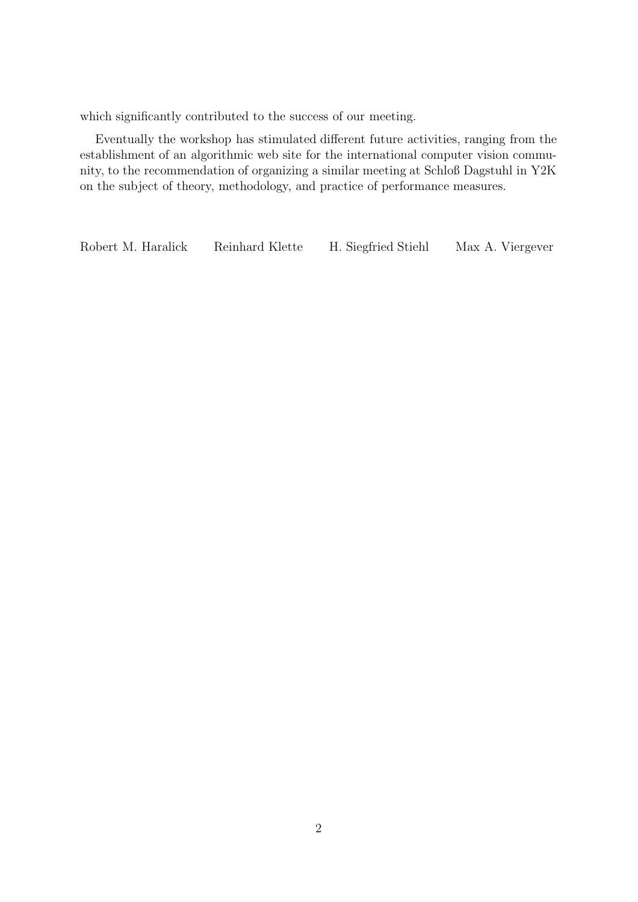which significantly contributed to the success of our meeting.

Eventually the workshop has stimulated different future activities, ranging from the establishment of an algorithmic web site for the international computer vision community, to the recommendation of organizing a similar meeting at Schloß Dagstuhl in Y2K on the subject of theory, methodology, and practice of performance measures.

Robert M. Haralick    Reinhard Klette    H. Siegfried Stiehl    Max A. Viergever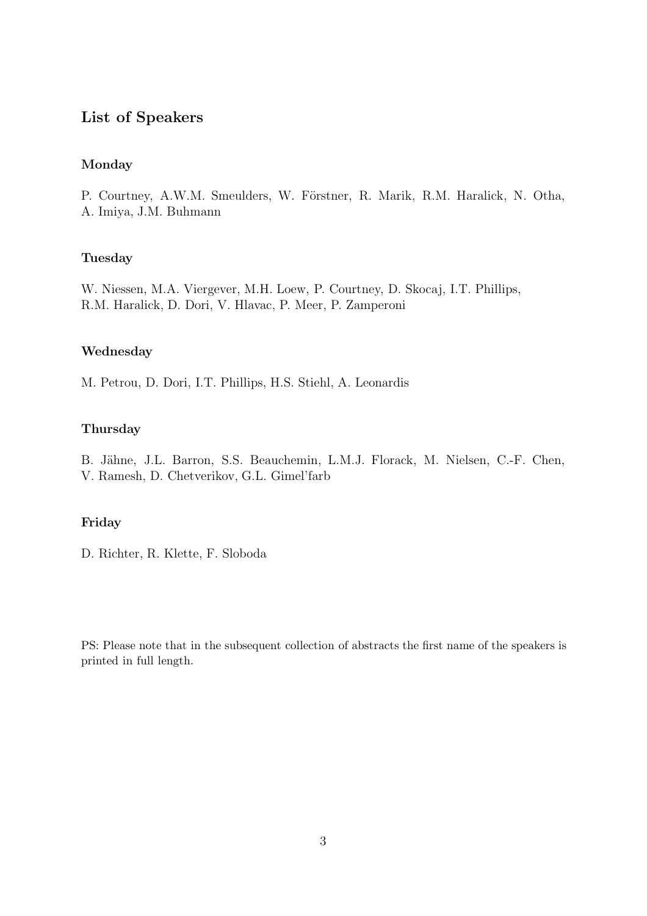## List of Speakers

### Monday

P. Courtney, A.W.M. Smeulders, W. Förstner, R. Marik, R.M. Haralick, N. Otha, A. Imiya, J.M. Buhmann

### Tuesday

W. Niessen, M.A. Viergever, M.H. Loew, P. Courtney, D. Skocaj, I.T. Phillips, R.M. Haralick, D. Dori, V. Hlavac, P. Meer, P. Zamperoni

### Wednesday

M. Petrou, D. Dori, I.T. Phillips, H.S. Stiehl, A. Leonardis

### Thursday

B. Jähne, J.L. Barron, S.S. Beauchemin, L.M.J. Florack, M. Nielsen, C.-F. Chen, V. Ramesh, D. Chetverikov, G.L. Gimel'farb

### Friday

D. Richter, R. Klette, F. Sloboda

PS: Please note that in the subsequent collection of abstracts the first name of the speakers is printed in full length.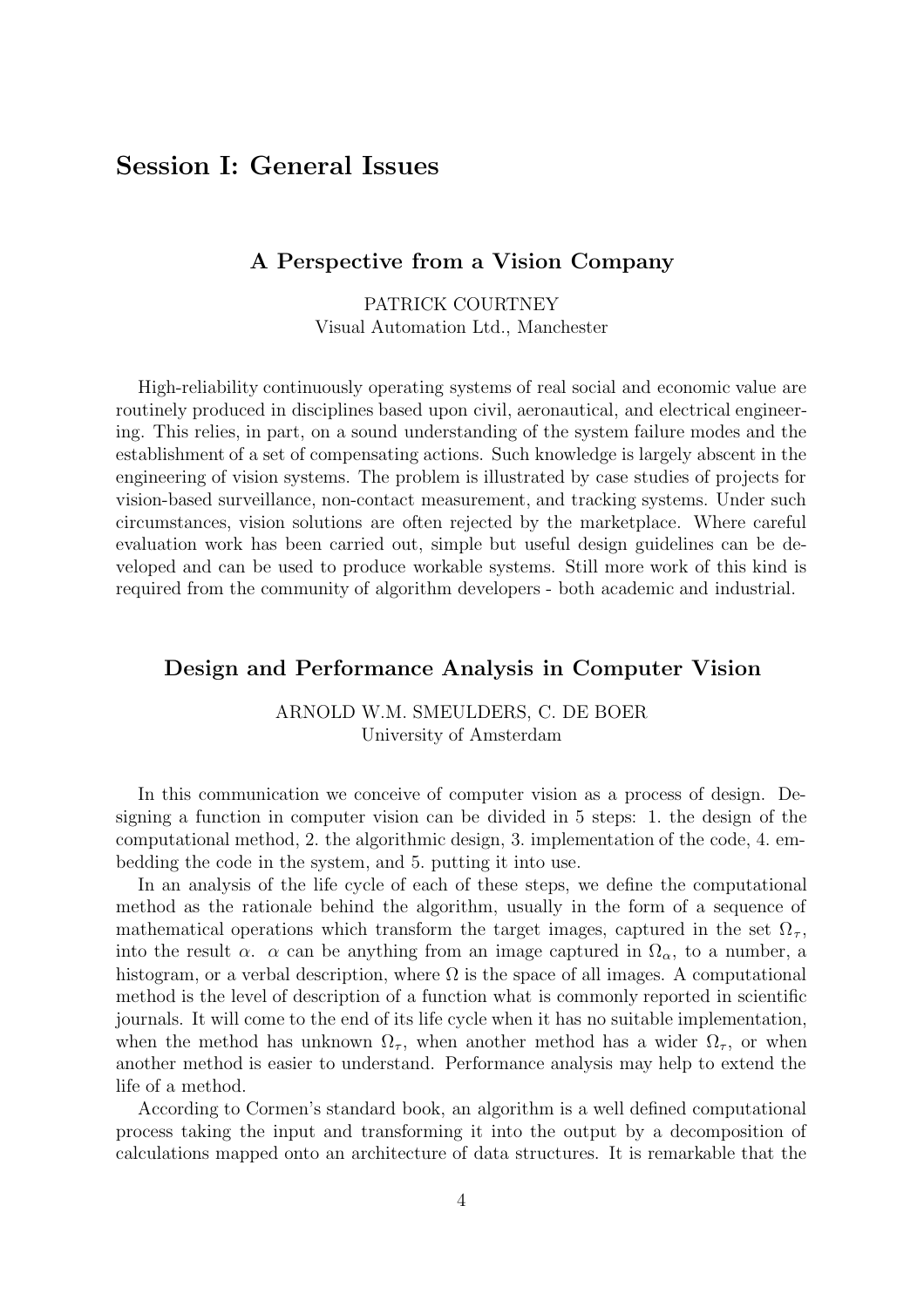# Session I: General Issues

## A Perspective from a Vision Company

PATRICK COURTNEY
Visual Automation Ltd., Manchester

High-reliability continuously operating systems of real social and economic value are routinely produced in disciplines based upon civil, aeronautical, and electrical engineering. This relies, in part, on a sound understanding of the system failure modes and the establishment of a set of compensating actions. Such knowledge is largely abscent in the engineering of vision systems. The problem is illustrated by case studies of projects for vision-based surveillance, non-contact measurement, and tracking systems. Under such circumstances, vision solutions are often rejected by the marketplace. Where careful evaluation work has been carried out, simple but useful design guidelines can be developed and can be used to produce workable systems. Still more work of this kind is required from the community of algorithm developers - both academic and industrial.

## Design and Performance Analysis in Computer Vision

ARNOLD W.M. SMEULDERS, C. DE BOER
University of Amsterdam

In this communication we conceive of computer vision as a process of design. Designing a function in computer vision can be divided in 5 steps: 1. the design of the computational method, 2. the algorithmic design, 3. implementation of the code, 4. embedding the code in the system, and 5. putting it into use.

In an analysis of the life cycle of each of these steps, we define the computational method as the rationale behind the algorithm, usually in the form of a sequence of mathematical operations which transform the target images, captured in the set $\Omega_\tau$, into the result $\alpha$. $\alpha$ can be anything from an image captured in $\Omega_\alpha$, to a number, a histogram, or a verbal description, where $\Omega$ is the space of all images. A computational method is the level of description of a function what is commonly reported in scientific journals. It will come to the end of its life cycle when it has no suitable implementation, when the method has unknown $\Omega_\tau$, when another method has a wider $\Omega_\tau$, or when another method is easier to understand. Performance analysis may help to extend the life of a method.

According to Cormen's standard book, an algorithm is a well defined computational process taking the input and transforming it into the output by a decomposition of calculations mapped onto an architecture of data structures. It is remarkable that the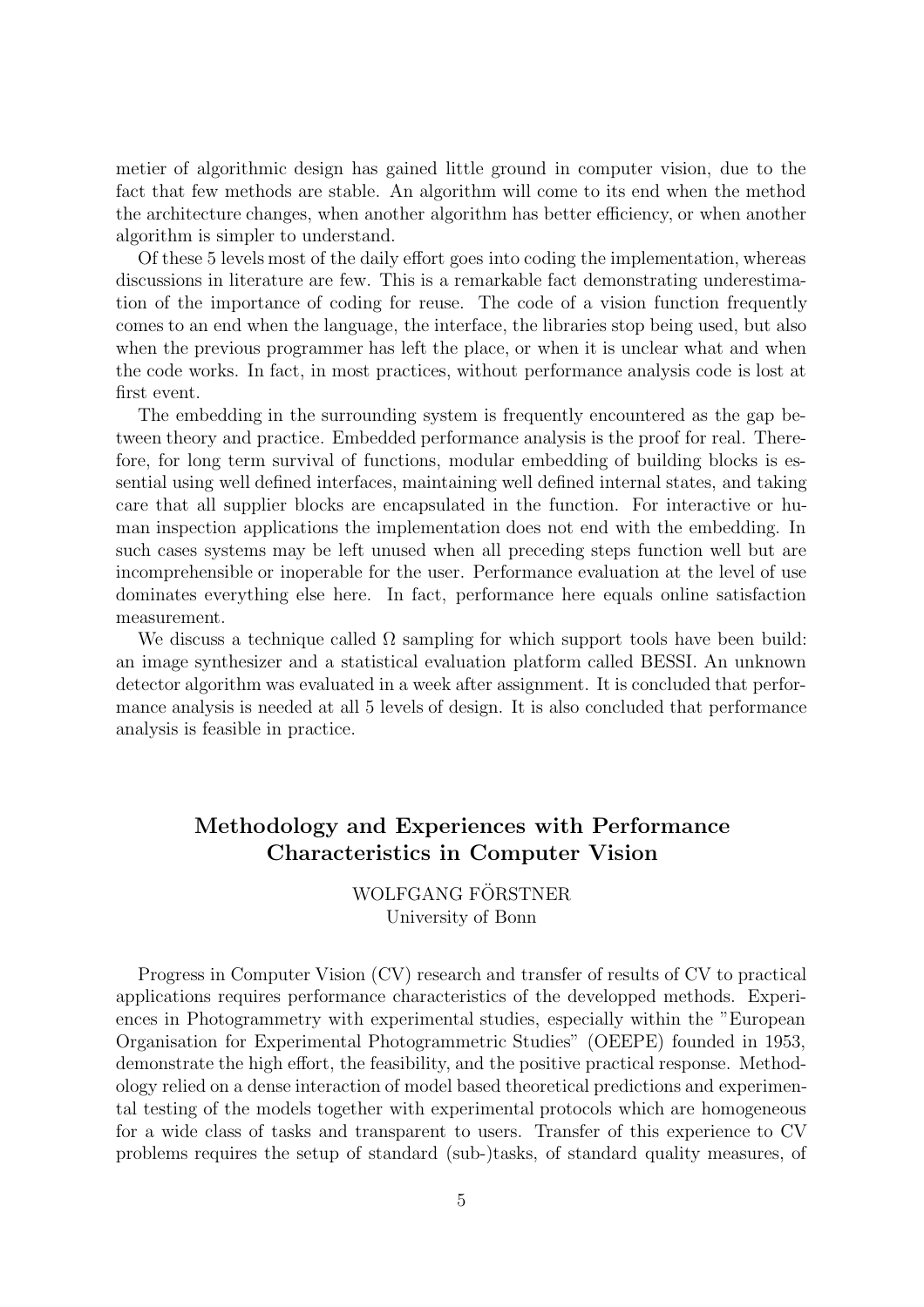metier of algorithmic design has gained little ground in computer vision, due to the fact that few methods are stable. An algorithm will come to its end when the method the architecture changes, when another algorithm has better efficiency, or when another algorithm is simpler to understand.

Of these 5 levels most of the daily effort goes into coding the implementation, whereas discussions in literature are few. This is a remarkable fact demonstrating underestimation of the importance of coding for reuse. The code of a vision function frequently comes to an end when the language, the interface, the libraries stop being used, but also when the previous programmer has left the place, or when it is unclear what and when the code works. In fact, in most practices, without performance analysis code is lost at first event.

The embedding in the surrounding system is frequently encountered as the gap between theory and practice. Embedded performance analysis is the proof for real. Therefore, for long term survival of functions, modular embedding of building blocks is essential using well defined interfaces, maintaining well defined internal states, and taking care that all supplier blocks are encapsulated in the function. For interactive or human inspection applications the implementation does not end with the embedding. In such cases systems may be left unused when all preceding steps function well but are incomprehensible or inoperable for the user. Performance evaluation at the level of use dominates everything else here. In fact, performance here equals online satisfaction measurement.

We discuss a technique called $\Omega$ sampling for which support tools have been build: an image synthesizer and a statistical evaluation platform called BESSI. An unknown detector algorithm was evaluated in a week after assignment. It is concluded that performance analysis is needed at all 5 levels of design. It is also concluded that performance analysis is feasible in practice.

## Methodology and Experiences with Performance Characteristics in Computer Vision

WOLFGANG FÖRSTNER
University of Bonn

Progress in Computer Vision (CV) research and transfer of results of CV to practical applications requires performance characteristics of the developped methods. Experiences in Photogrammetry with experimental studies, especially within the "European Organisation for Experimental Photogrammetric Studies" (OEEPE) founded in 1953, demonstrate the high effort, the feasibility, and the positive practical response. Methodology relied on a dense interaction of model based theoretical predictions and experimental testing of the models together with experimental protocols which are homogeneous for a wide class of tasks and transparent to users. Transfer of this experience to CV problems requires the setup of standard (sub-)tasks, of standard quality measures, of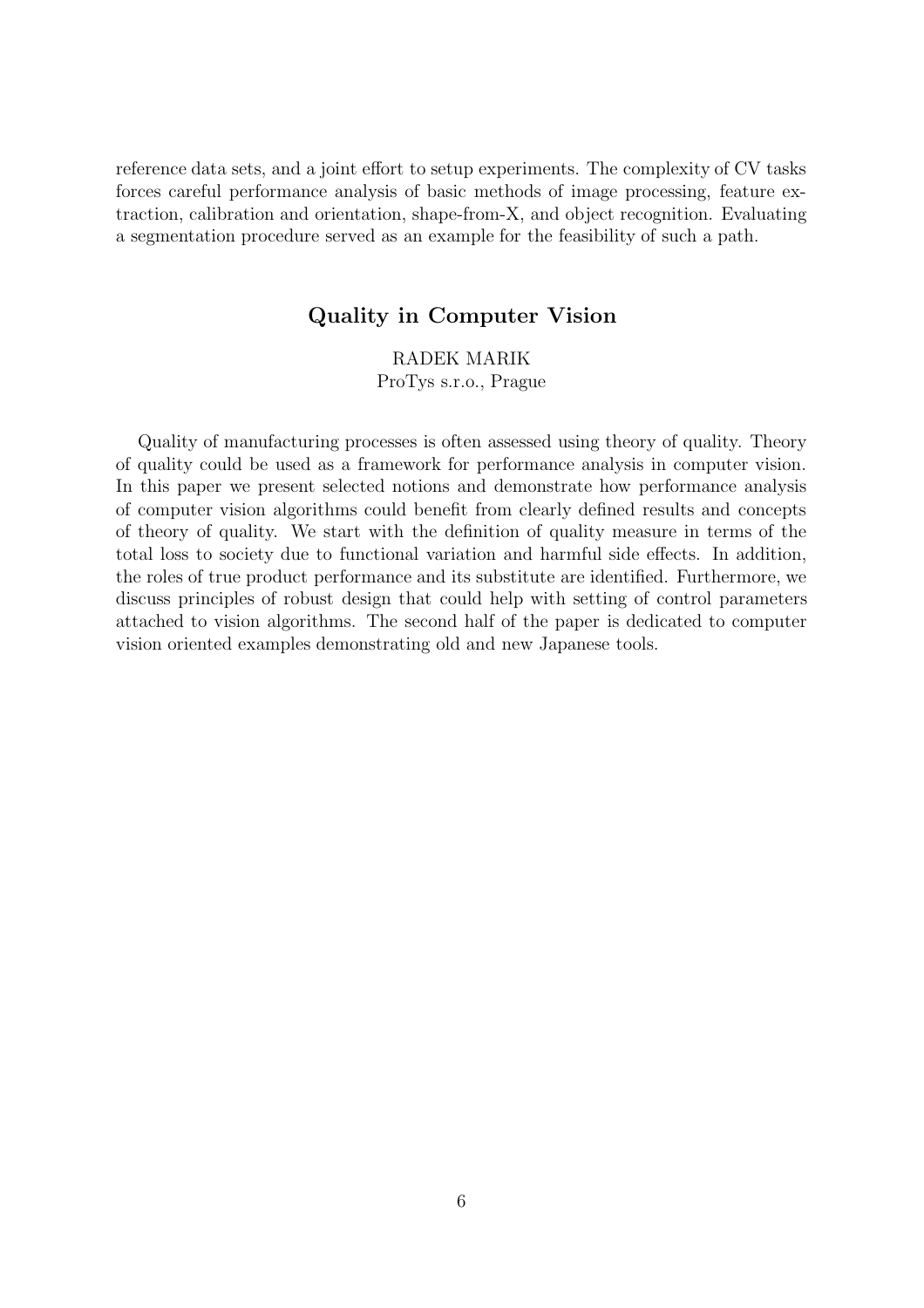reference data sets, and a joint effort to setup experiments. The complexity of CV tasks forces careful performance analysis of basic methods of image processing, feature extraction, calibration and orientation, shape-from-X, and object recognition. Evaluating a segmentation procedure served as an example for the feasibility of such a path.

## Quality in Computer Vision

RADEK MARIK
ProTys s.r.o., Prague

Quality of manufacturing processes is often assessed using theory of quality. Theory of quality could be used as a framework for performance analysis in computer vision. In this paper we present selected notions and demonstrate how performance analysis of computer vision algorithms could benefit from clearly defined results and concepts of theory of quality. We start with the definition of quality measure in terms of the total loss to society due to functional variation and harmful side effects. In addition, the roles of true product performance and its substitute are identified. Furthermore, we discuss principles of robust design that could help with setting of control parameters attached to vision algorithms. The second half of the paper is dedicated to computer vision oriented examples demonstrating old and new Japanese tools.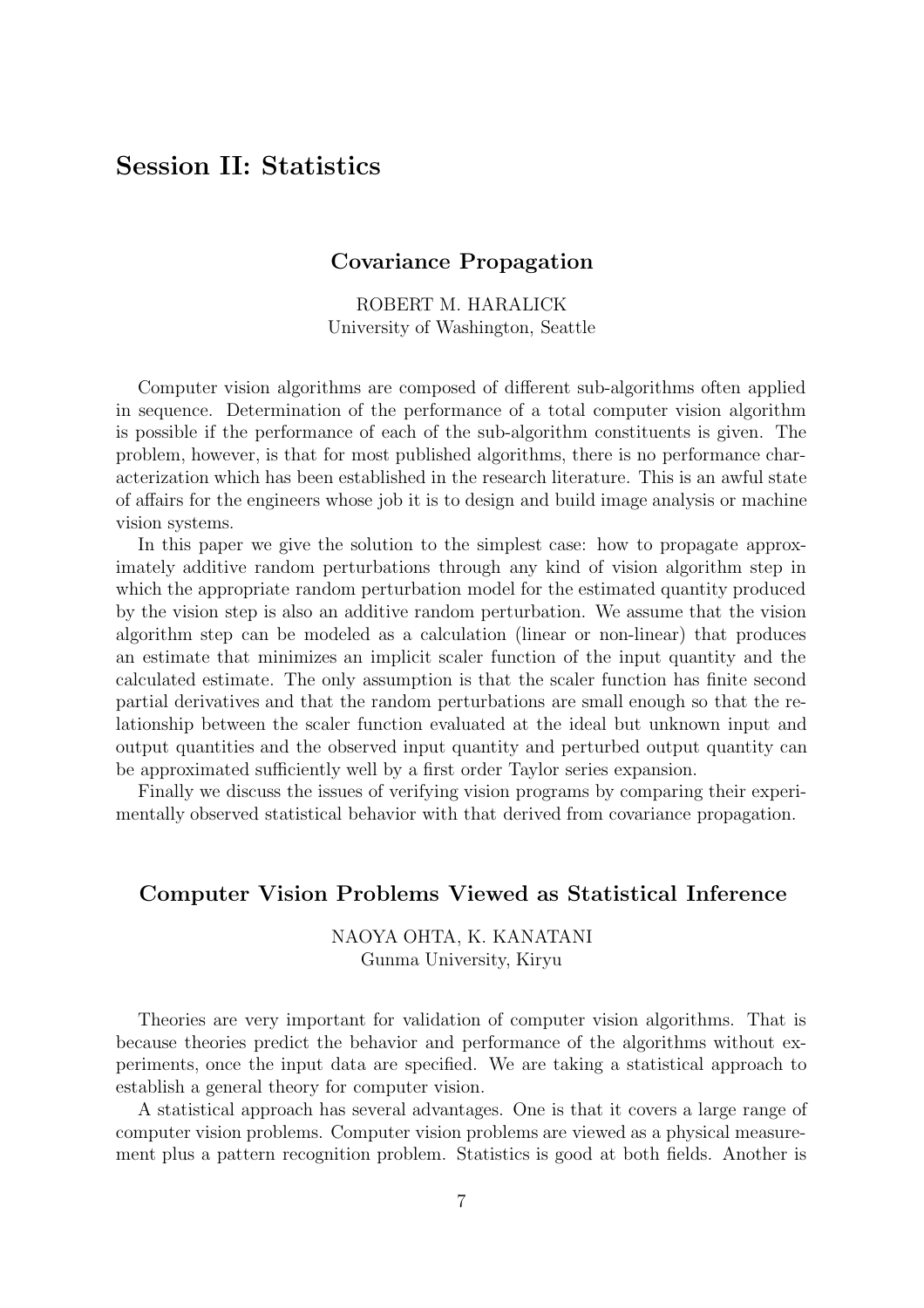## Session II: Statistics

### Covariance Propagation

ROBERT M. HARALICK
University of Washington, Seattle

Computer vision algorithms are composed of different sub-algorithms often applied in sequence. Determination of the performance of a total computer vision algorithm is possible if the performance of each of the sub-algorithm constituents is given. The problem, however, is that for most published algorithms, there is no performance characterization which has been established in the research literature. This is an awful state of affairs for the engineers whose job it is to design and build image analysis or machine vision systems.

In this paper we give the solution to the simplest case: how to propagate approximately additive random perturbations through any kind of vision algorithm step in which the appropriate random perturbation model for the estimated quantity produced by the vision step is also an additive random perturbation. We assume that the vision algorithm step can be modeled as a calculation (linear or non-linear) that produces an estimate that minimizes an implicit scaler function of the input quantity and the calculated estimate. The only assumption is that the scaler function has finite second partial derivatives and that the random perturbations are small enough so that the relationship between the scaler function evaluated at the ideal but unknown input and output quantities and the observed input quantity and perturbed output quantity can be approximated sufficiently well by a first order Taylor series expansion.

Finally we discuss the issues of verifying vision programs by comparing their experimentally observed statistical behavior with that derived from covariance propagation.

### Computer Vision Problems Viewed as Statistical Inference

NAOYA OHTA, K. KANATANI
Gunma University, Kiryu

Theories are very important for validation of computer vision algorithms. That is because theories predict the behavior and performance of the algorithms without experiments, once the input data are specified. We are taking a statistical approach to establish a general theory for computer vision.

A statistical approach has several advantages. One is that it covers a large range of computer vision problems. Computer vision problems are viewed as a physical measurement plus a pattern recognition problem. Statistics is good at both fields. Another is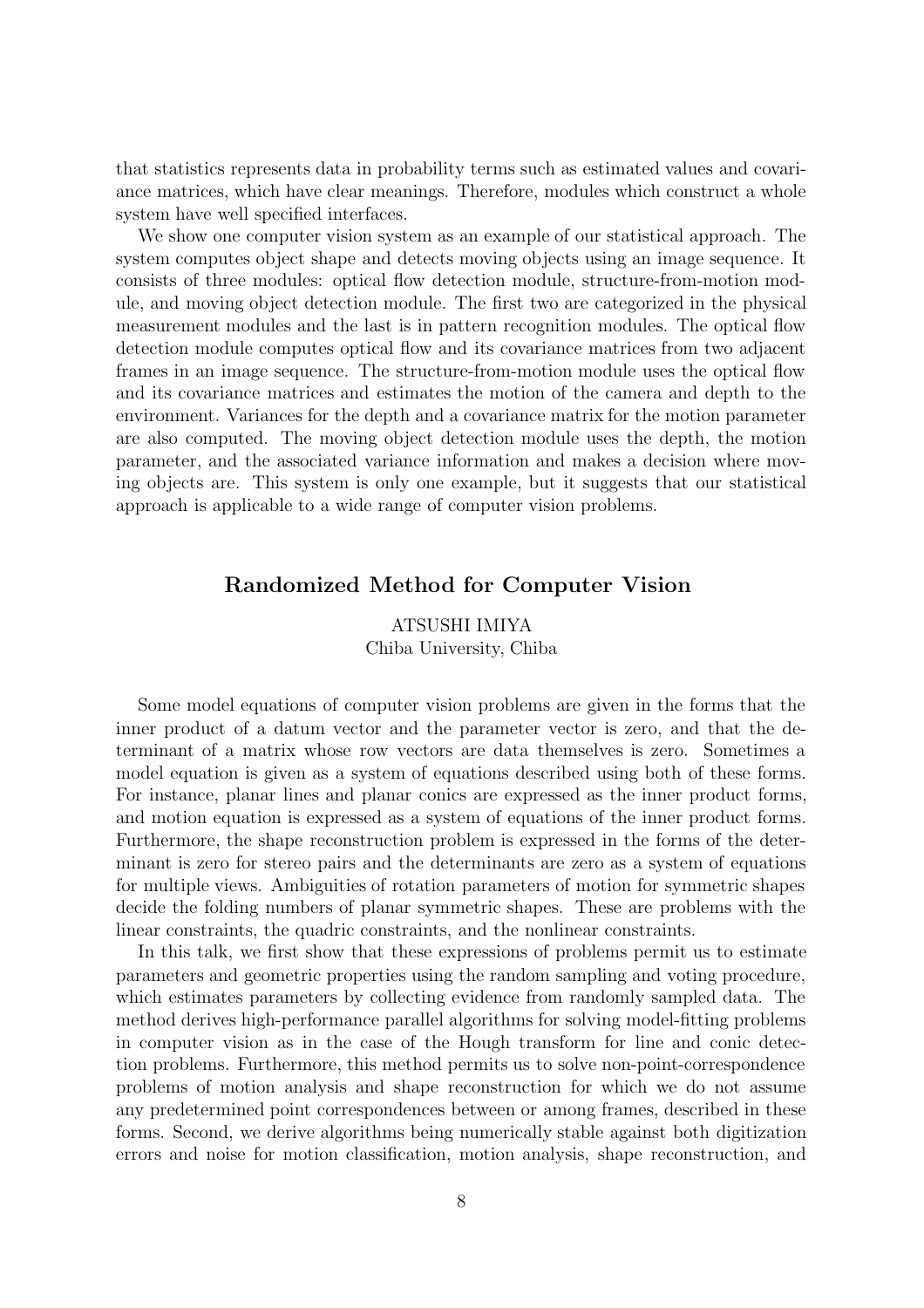that statistics represents data in probability terms such as estimated values and covariance matrices, which have clear meanings. Therefore, modules which construct a whole system have well specified interfaces.

We show one computer vision system as an example of our statistical approach. The system computes object shape and detects moving objects using an image sequence. It consists of three modules: optical flow detection module, structure-from-motion module, and moving object detection module. The first two are categorized in the physical measurement modules and the last is in pattern recognition modules. The optical flow detection module computes optical flow and its covariance matrices from two adjacent frames in an image sequence. The structure-from-motion module uses the optical flow and its covariance matrices and estimates the motion of the camera and depth to the environment. Variances for the depth and a covariance matrix for the motion parameter are also computed. The moving object detection module uses the depth, the motion parameter, and the associated variance information and makes a decision where moving objects are. This system is only one example, but it suggests that our statistical approach is applicable to a wide range of computer vision problems.

## Randomized Method for Computer Vision

ATSUSHI IMIYA
Chiba University, Chiba

Some model equations of computer vision problems are given in the forms that the inner product of a datum vector and the parameter vector is zero, and that the determinant of a matrix whose row vectors are data themselves is zero. Sometimes a model equation is given as a system of equations described using both of these forms. For instance, planar lines and planar conics are expressed as the inner product forms, and motion equation is expressed as a system of equations of the inner product forms. Furthermore, the shape reconstruction problem is expressed in the forms of the determinant is zero for stereo pairs and the determinants are zero as a system of equations for multiple views. Ambiguities of rotation parameters of motion for symmetric shapes decide the folding numbers of planar symmetric shapes. These are problems with the linear constraints, the quadric constraints, and the nonlinear constraints.

In this talk, we first show that these expressions of problems permit us to estimate parameters and geometric properties using the random sampling and voting procedure, which estimates parameters by collecting evidence from randomly sampled data. The method derives high-performance parallel algorithms for solving model-fitting problems in computer vision as in the case of the Hough transform for line and conic detection problems. Furthermore, this method permits us to solve non-point-correspondence problems of motion analysis and shape reconstruction for which we do not assume any predetermined point correspondences between or among frames, described in these forms. Second, we derive algorithms being numerically stable against both digitization errors and noise for motion classification, motion analysis, shape reconstruction, and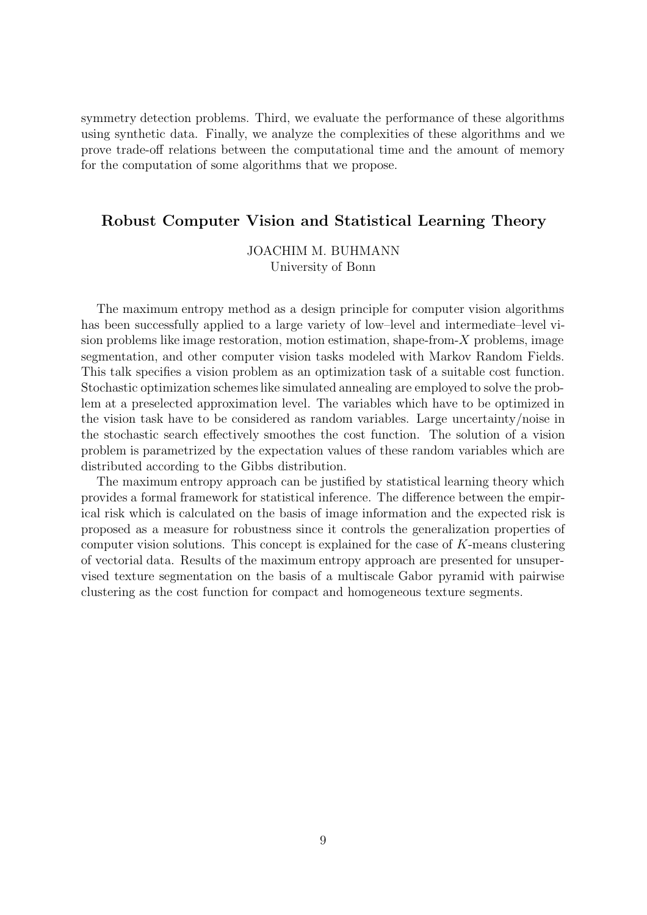symmetry detection problems. Third, we evaluate the performance of these algorithms using synthetic data. Finally, we analyze the complexities of these algorithms and we prove trade-off relations between the computational time and the amount of memory for the computation of some algorithms that we propose.

## Robust Computer Vision and Statistical Learning Theory

JOACHIM M. BUHMANN
University of Bonn

The maximum entropy method as a design principle for computer vision algorithms has been successfully applied to a large variety of low–level and intermediate–level vision problems like image restoration, motion estimation, shape-from-$X$ problems, image segmentation, and other computer vision tasks modeled with Markov Random Fields. This talk specifies a vision problem as an optimization task of a suitable cost function. Stochastic optimization schemes like simulated annealing are employed to solve the problem at a preselected approximation level. The variables which have to be optimized in the vision task have to be considered as random variables. Large uncertainty/noise in the stochastic search effectively smoothes the cost function. The solution of a vision problem is parametrized by the expectation values of these random variables which are distributed according to the Gibbs distribution.

The maximum entropy approach can be justified by statistical learning theory which provides a formal framework for statistical inference. The difference between the empirical risk which is calculated on the basis of image information and the expected risk is proposed as a measure for robustness since it controls the generalization properties of computer vision solutions. This concept is explained for the case of $K$-means clustering of vectorial data. Results of the maximum entropy approach are presented for unsupervised texture segmentation on the basis of a multiscale Gabor pyramid with pairwise clustering as the cost function for compact and homogeneous texture segments.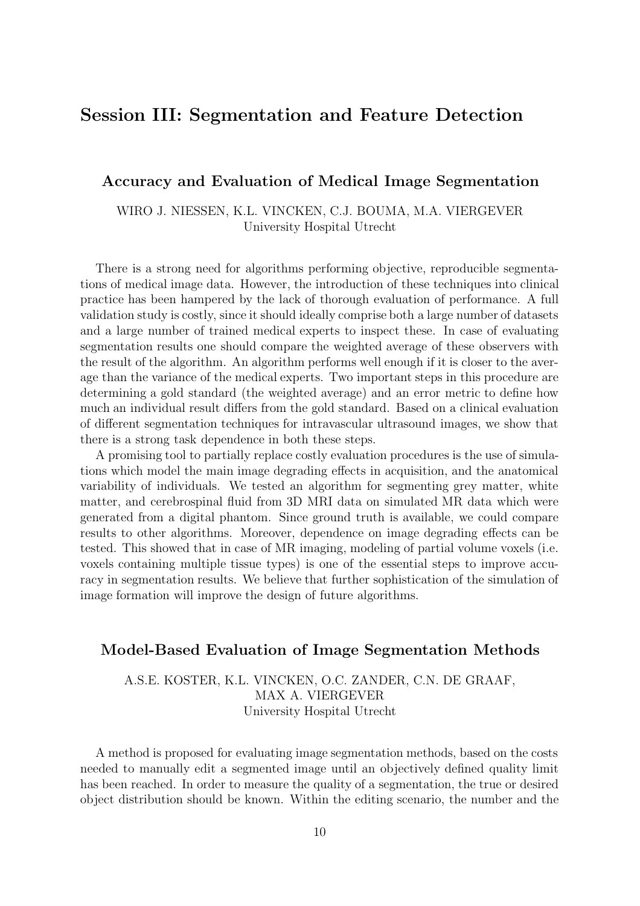# Session III: Segmentation and Feature Detection

## Accuracy and Evaluation of Medical Image Segmentation

WIRO J. NIESSEN, K.L. VINCKEN, C.J. BOUMA, M.A. VIERGEVER
University Hospital Utrecht

There is a strong need for algorithms performing objective, reproducible segmentations of medical image data. However, the introduction of these techniques into clinical practice has been hampered by the lack of thorough evaluation of performance. A full validation study is costly, since it should ideally comprise both a large number of datasets and a large number of trained medical experts to inspect these. In case of evaluating segmentation results one should compare the weighted average of these observers with the result of the algorithm. An algorithm performs well enough if it is closer to the average than the variance of the medical experts. Two important steps in this procedure are determining a gold standard (the weighted average) and an error metric to define how much an individual result differs from the gold standard. Based on a clinical evaluation of different segmentation techniques for intravascular ultrasound images, we show that there is a strong task dependence in both these steps.

A promising tool to partially replace costly evaluation procedures is the use of simulations which model the main image degrading effects in acquisition, and the anatomical variability of individuals. We tested an algorithm for segmenting grey matter, white matter, and cerebrospinal fluid from 3D MRI data on simulated MR data which were generated from a digital phantom. Since ground truth is available, we could compare results to other algorithms. Moreover, dependence on image degrading effects can be tested. This showed that in case of MR imaging, modeling of partial volume voxels (i.e. voxels containing multiple tissue types) is one of the essential steps to improve accuracy in segmentation results. We believe that further sophistication of the simulation of image formation will improve the design of future algorithms.

## Model-Based Evaluation of Image Segmentation Methods

A.S.E. KOSTER, K.L. VINCKEN, O.C. ZANDER, C.N. DE GRAAF, MAX A. VIERGEVER
University Hospital Utrecht

A method is proposed for evaluating image segmentation methods, based on the costs needed to manually edit a segmented image until an objectively defined quality limit has been reached. In order to measure the quality of a segmentation, the true or desired object distribution should be known. Within the editing scenario, the number and the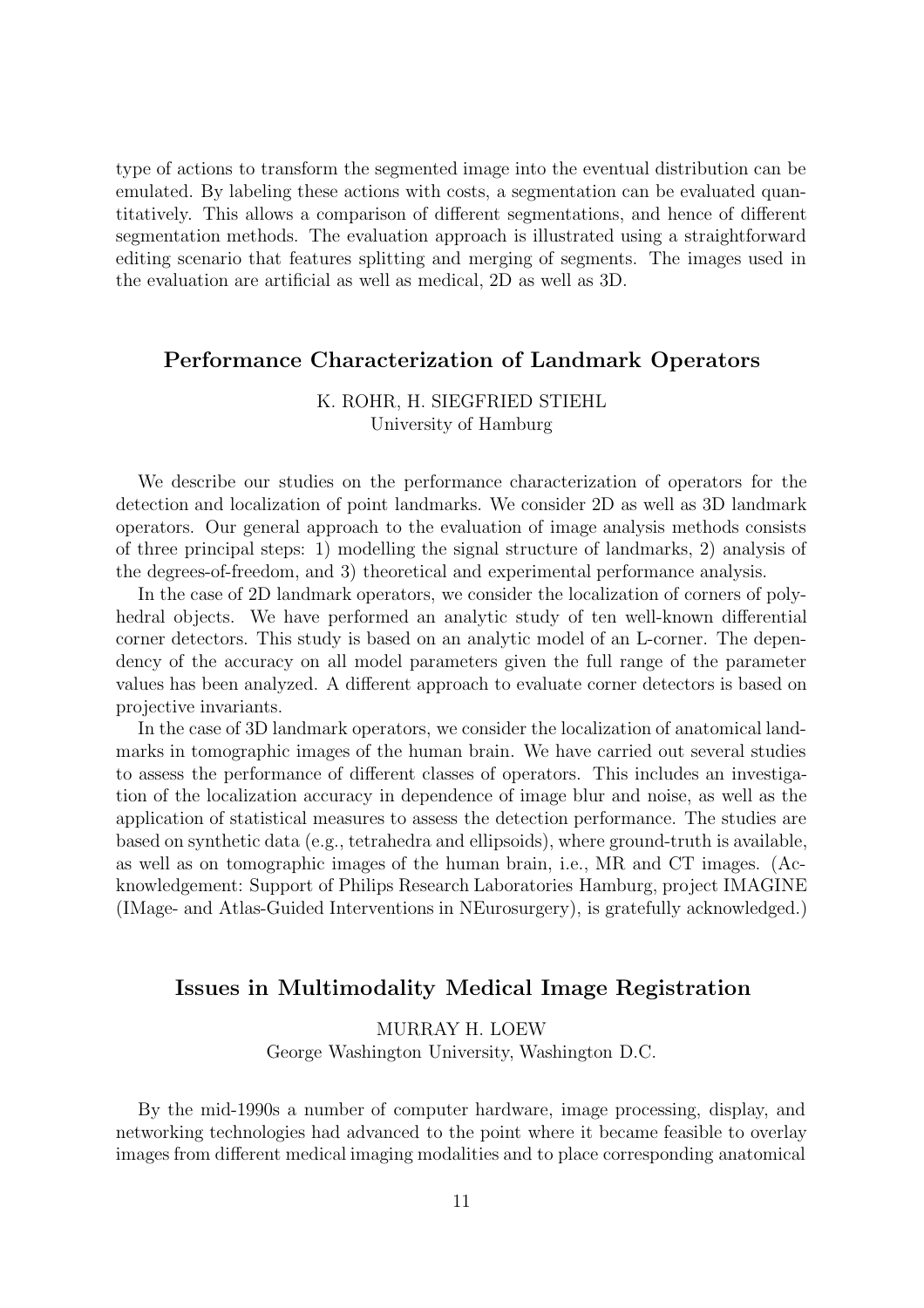type of actions to transform the segmented image into the eventual distribution can be emulated. By labeling these actions with costs, a segmentation can be evaluated quantitatively. This allows a comparison of different segmentations, and hence of different segmentation methods. The evaluation approach is illustrated using a straightforward editing scenario that features splitting and merging of segments. The images used in the evaluation are artificial as well as medical, 2D as well as 3D.

## Performance Characterization of Landmark Operators

K. ROHR, H. SIEGFRIED STIEHL
University of Hamburg

We describe our studies on the performance characterization of operators for the detection and localization of point landmarks. We consider 2D as well as 3D landmark operators. Our general approach to the evaluation of image analysis methods consists of three principal steps: 1) modelling the signal structure of landmarks, 2) analysis of the degrees-of-freedom, and 3) theoretical and experimental performance analysis.

In the case of 2D landmark operators, we consider the localization of corners of polyhedral objects. We have performed an analytic study of ten well-known differential corner detectors. This study is based on an analytic model of an L-corner. The dependency of the accuracy on all model parameters given the full range of the parameter values has been analyzed. A different approach to evaluate corner detectors is based on projective invariants.

In the case of 3D landmark operators, we consider the localization of anatomical landmarks in tomographic images of the human brain. We have carried out several studies to assess the performance of different classes of operators. This includes an investigation of the localization accuracy in dependence of image blur and noise, as well as the application of statistical measures to assess the detection performance. The studies are based on synthetic data (e.g., tetrahedra and ellipsoids), where ground-truth is available, as well as on tomographic images of the human brain, i.e., MR and CT images. (Acknowledgement: Support of Philips Research Laboratories Hamburg, project IMAGINE (IMage- and Atlas-Guided Interventions in NEurosurgery), is gratefully acknowledged.)

## Issues in Multimodality Medical Image Registration

MURRAY H. LOEW
George Washington University, Washington D.C.

By the mid-1990s a number of computer hardware, image processing, display, and networking technologies had advanced to the point where it became feasible to overlay images from different medical imaging modalities and to place corresponding anatomical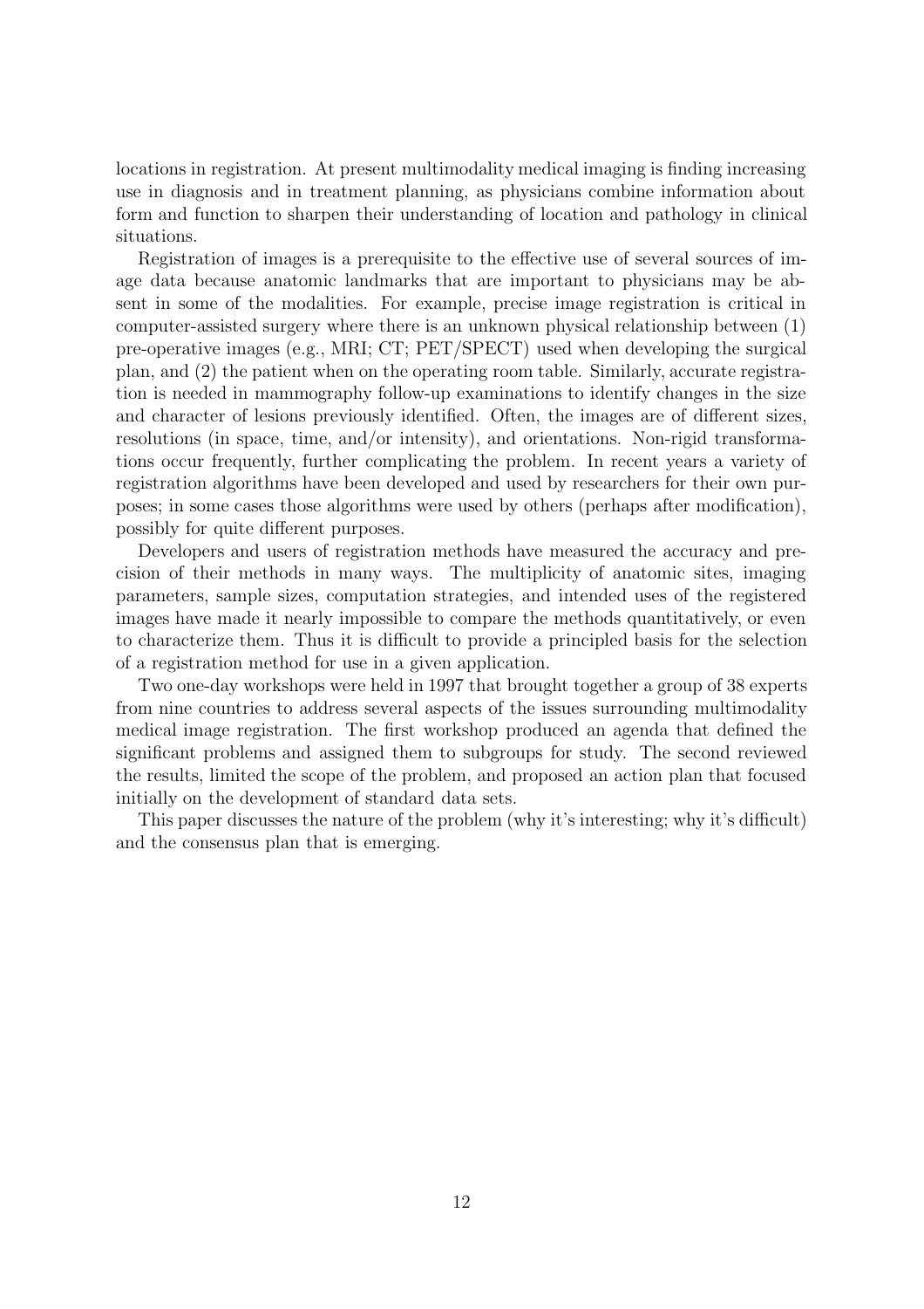locations in registration. At present multimodality medical imaging is finding increasing use in diagnosis and in treatment planning, as physicians combine information about form and function to sharpen their understanding of location and pathology in clinical situations.

Registration of images is a prerequisite to the effective use of several sources of image data because anatomic landmarks that are important to physicians may be absent in some of the modalities. For example, precise image registration is critical in computer-assisted surgery where there is an unknown physical relationship between (1) pre-operative images (e.g., MRI; CT; PET/SPECT) used when developing the surgical plan, and (2) the patient when on the operating room table. Similarly, accurate registration is needed in mammography follow-up examinations to identify changes in the size and character of lesions previously identified. Often, the images are of different sizes, resolutions (in space, time, and/or intensity), and orientations. Non-rigid transformations occur frequently, further complicating the problem. In recent years a variety of registration algorithms have been developed and used by researchers for their own purposes; in some cases those algorithms were used by others (perhaps after modification), possibly for quite different purposes.

Developers and users of registration methods have measured the accuracy and precision of their methods in many ways. The multiplicity of anatomic sites, imaging parameters, sample sizes, computation strategies, and intended uses of the registered images have made it nearly impossible to compare the methods quantitatively, or even to characterize them. Thus it is difficult to provide a principled basis for the selection of a registration method for use in a given application.

Two one-day workshops were held in 1997 that brought together a group of 38 experts from nine countries to address several aspects of the issues surrounding multimodality medical image registration. The first workshop produced an agenda that defined the significant problems and assigned them to subgroups for study. The second reviewed the results, limited the scope of the problem, and proposed an action plan that focused initially on the development of standard data sets.

This paper discusses the nature of the problem (why it's interesting; why it's difficult) and the consensus plan that is emerging.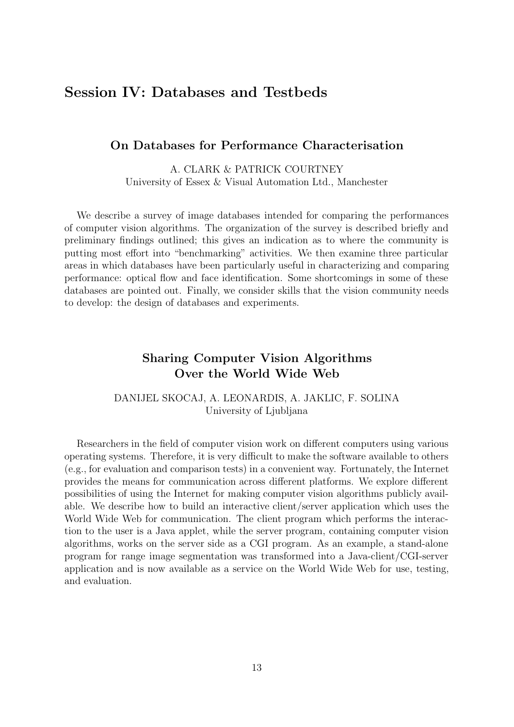## Session IV: Databases and Testbeds

### On Databases for Performance Characterisation

A. CLARK & PATRICK COURTNEY
University of Essex & Visual Automation Ltd., Manchester

We describe a survey of image databases intended for comparing the performances of computer vision algorithms. The organization of the survey is described briefly and preliminary findings outlined; this gives an indication as to where the community is putting most effort into "benchmarking" activities. We then examine three particular areas in which databases have been particularly useful in characterizing and comparing performance: optical flow and face identification. Some shortcomings in some of these databases are pointed out. Finally, we consider skills that the vision community needs to develop: the design of databases and experiments.

### Sharing Computer Vision Algorithms Over the World Wide Web

DANIJEL SKOCAJ, A. LEONARDIS, A. JAKLIC, F. SOLINA
University of Ljubljana

Researchers in the field of computer vision work on different computers using various operating systems. Therefore, it is very difficult to make the software available to others (e.g., for evaluation and comparison tests) in a convenient way. Fortunately, the Internet provides the means for communication across different platforms. We explore different possibilities of using the Internet for making computer vision algorithms publicly available. We describe how to build an interactive client/server application which uses the World Wide Web for communication. The client program which performs the interaction to the user is a Java applet, while the server program, containing computer vision algorithms, works on the server side as a CGI program. As an example, a stand-alone program for range image segmentation was transformed into a Java-client/CGI-server application and is now available as a service on the World Wide Web for use, testing, and evaluation.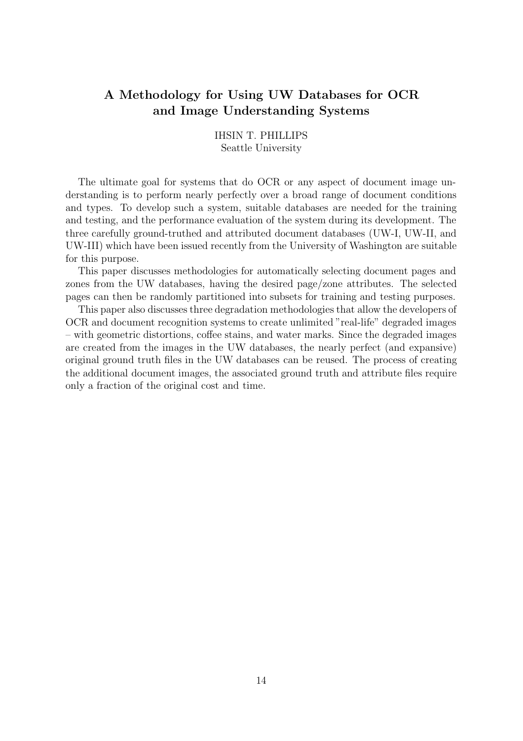## A Methodology for Using UW Databases for OCR and Image Understanding Systems

IHSIN T. PHILLIPS
Seattle University

The ultimate goal for systems that do OCR or any aspect of document image understanding is to perform nearly perfectly over a broad range of document conditions and types. To develop such a system, suitable databases are needed for the training and testing, and the performance evaluation of the system during its development. The three carefully ground-truthed and attributed document databases (UW-I, UW-II, and UW-III) which have been issued recently from the University of Washington are suitable for this purpose.

This paper discusses methodologies for automatically selecting document pages and zones from the UW databases, having the desired page/zone attributes. The selected pages can then be randomly partitioned into subsets for training and testing purposes.

This paper also discusses three degradation methodologies that allow the developers of OCR and document recognition systems to create unlimited "real-life" degraded images – with geometric distortions, coffee stains, and water marks. Since the degraded images are created from the images in the UW databases, the nearly perfect (and expansive) original ground truth files in the UW databases can be reused. The process of creating the additional document images, the associated ground truth and attribute files require only a fraction of the original cost and time.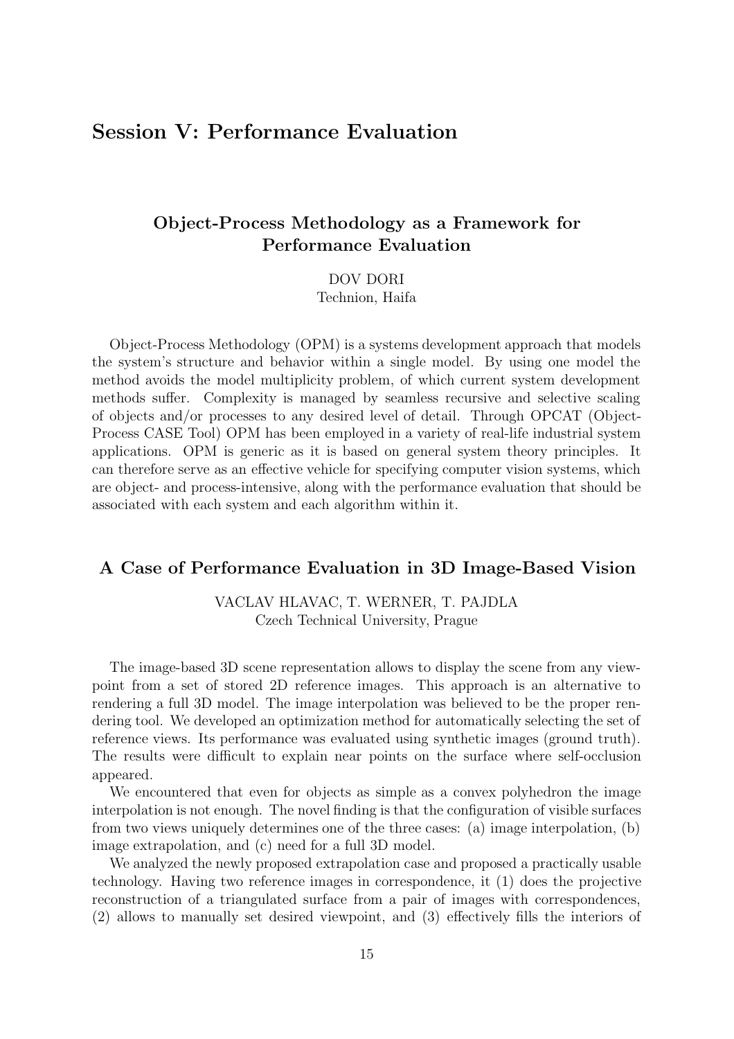## Session V: Performance Evaluation

### Object-Process Methodology as a Framework for Performance Evaluation

DOV DORI
Technion, Haifa

Object-Process Methodology (OPM) is a systems development approach that models the system's structure and behavior within a single model. By using one model the method avoids the model multiplicity problem, of which current system development methods suffer. Complexity is managed by seamless recursive and selective scaling of objects and/or processes to any desired level of detail. Through OPCAT (Object-Process CASE Tool) OPM has been employed in a variety of real-life industrial system applications. OPM is generic as it is based on general system theory principles. It can therefore serve as an effective vehicle for specifying computer vision systems, which are object- and process-intensive, along with the performance evaluation that should be associated with each system and each algorithm within it.

### A Case of Performance Evaluation in 3D Image-Based Vision

VACLAV HLAVAC, T. WERNER, T. PAJDLA
Czech Technical University, Prague

The image-based 3D scene representation allows to display the scene from any viewpoint from a set of stored 2D reference images. This approach is an alternative to rendering a full 3D model. The image interpolation was believed to be the proper rendering tool. We developed an optimization method for automatically selecting the set of reference views. Its performance was evaluated using synthetic images (ground truth). The results were difficult to explain near points on the surface where self-occlusion appeared.

We encountered that even for objects as simple as a convex polyhedron the image interpolation is not enough. The novel finding is that the configuration of visible surfaces from two views uniquely determines one of the three cases: (a) image interpolation, (b) image extrapolation, and (c) need for a full 3D model.

We analyzed the newly proposed extrapolation case and proposed a practically usable technology. Having two reference images in correspondence, it (1) does the projective reconstruction of a triangulated surface from a pair of images with correspondences, (2) allows to manually set desired viewpoint, and (3) effectively fills the interiors of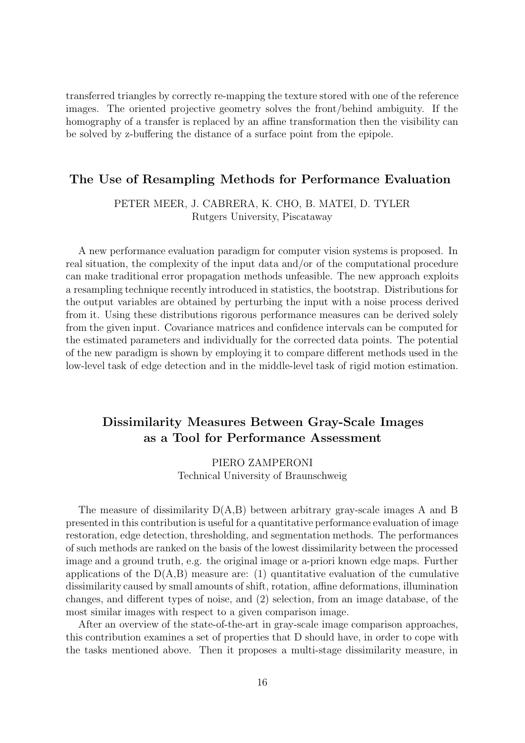transferred triangles by correctly re-mapping the texture stored with one of the reference images. The oriented projective geometry solves the front/behind ambiguity. If the homography of a transfer is replaced by an affine transformation then the visibility can be solved by z-buffering the distance of a surface point from the epipole.

## The Use of Resampling Methods for Performance Evaluation

PETER MEER, J. CABRERA, K. CHO, B. MATEI, D. TYLER
Rutgers University, Piscataway

A new performance evaluation paradigm for computer vision systems is proposed. In real situation, the complexity of the input data and/or of the computational procedure can make traditional error propagation methods unfeasible. The new approach exploits a resampling technique recently introduced in statistics, the bootstrap. Distributions for the output variables are obtained by perturbing the input with a noise process derived from it. Using these distributions rigorous performance measures can be derived solely from the given input. Covariance matrices and confidence intervals can be computed for the estimated parameters and individually for the corrected data points. The potential of the new paradigm is shown by employing it to compare different methods used in the low-level task of edge detection and in the middle-level task of rigid motion estimation.

## Dissimilarity Measures Between Gray-Scale Images as a Tool for Performance Assessment

PIERO ZAMPERONI
Technical University of Braunschweig

The measure of dissimilarity D(A,B) between arbitrary gray-scale images A and B presented in this contribution is useful for a quantitative performance evaluation of image restoration, edge detection, thresholding, and segmentation methods. The performances of such methods are ranked on the basis of the lowest dissimilarity between the processed image and a ground truth, e.g. the original image or a-priori known edge maps. Further applications of the D(A,B) measure are: (1) quantitative evaluation of the cumulative dissimilarity caused by small amounts of shift, rotation, affine deformations, illumination changes, and different types of noise, and (2) selection, from an image database, of the most similar images with respect to a given comparison image.

After an overview of the state-of-the-art in gray-scale image comparison approaches, this contribution examines a set of properties that D should have, in order to cope with the tasks mentioned above. Then it proposes a multi-stage dissimilarity measure, in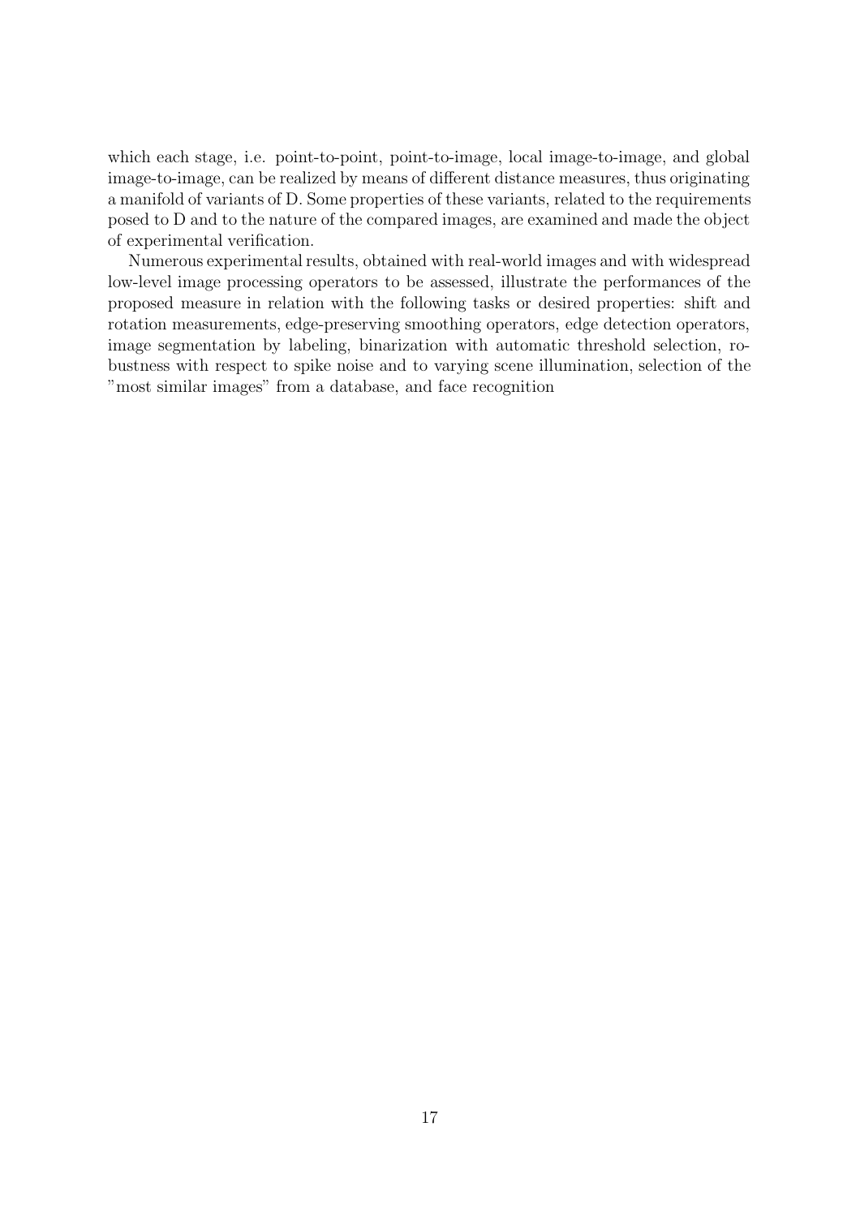which each stage, i.e. point-to-point, point-to-image, local image-to-image, and global image-to-image, can be realized by means of different distance measures, thus originating a manifold of variants of D. Some properties of these variants, related to the requirements posed to D and to the nature of the compared images, are examined and made the object of experimental verification.

Numerous experimental results, obtained with real-world images and with widespread low-level image processing operators to be assessed, illustrate the performances of the proposed measure in relation with the following tasks or desired properties: shift and rotation measurements, edge-preserving smoothing operators, edge detection operators, image segmentation by labeling, binarization with automatic threshold selection, robustness with respect to spike noise and to varying scene illumination, selection of the "most similar images" from a database, and face recognition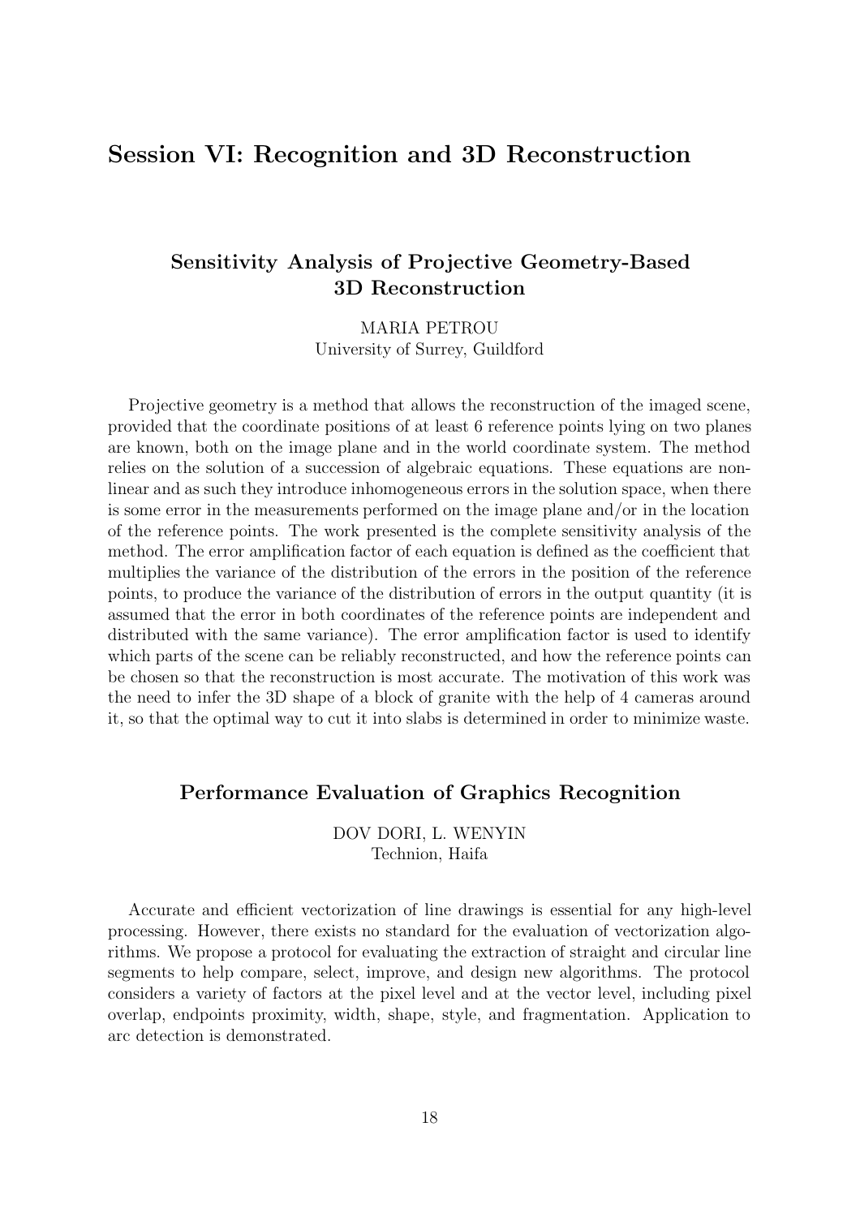# Session VI: Recognition and 3D Reconstruction

## Sensitivity Analysis of Projective Geometry-Based 3D Reconstruction

MARIA PETROU
University of Surrey, Guildford

Projective geometry is a method that allows the reconstruction of the imaged scene, provided that the coordinate positions of at least 6 reference points lying on two planes are known, both on the image plane and in the world coordinate system. The method relies on the solution of a succession of algebraic equations. These equations are non-linear and as such they introduce inhomogeneous errors in the solution space, when there is some error in the measurements performed on the image plane and/or in the location of the reference points. The work presented is the complete sensitivity analysis of the method. The error amplification factor of each equation is defined as the coefficient that multiplies the variance of the distribution of the errors in the position of the reference points, to produce the variance of the distribution of errors in the output quantity (it is assumed that the error in both coordinates of the reference points are independent and distributed with the same variance). The error amplification factor is used to identify which parts of the scene can be reliably reconstructed, and how the reference points can be chosen so that the reconstruction is most accurate. The motivation of this work was the need to infer the 3D shape of a block of granite with the help of 4 cameras around it, so that the optimal way to cut it into slabs is determined in order to minimize waste.

## Performance Evaluation of Graphics Recognition

DOV DORI, L. WENYIN
Technion, Haifa

Accurate and efficient vectorization of line drawings is essential for any high-level processing. However, there exists no standard for the evaluation of vectorization algorithms. We propose a protocol for evaluating the extraction of straight and circular line segments to help compare, select, improve, and design new algorithms. The protocol considers a variety of factors at the pixel level and at the vector level, including pixel overlap, endpoints proximity, width, shape, style, and fragmentation. Application to arc detection is demonstrated.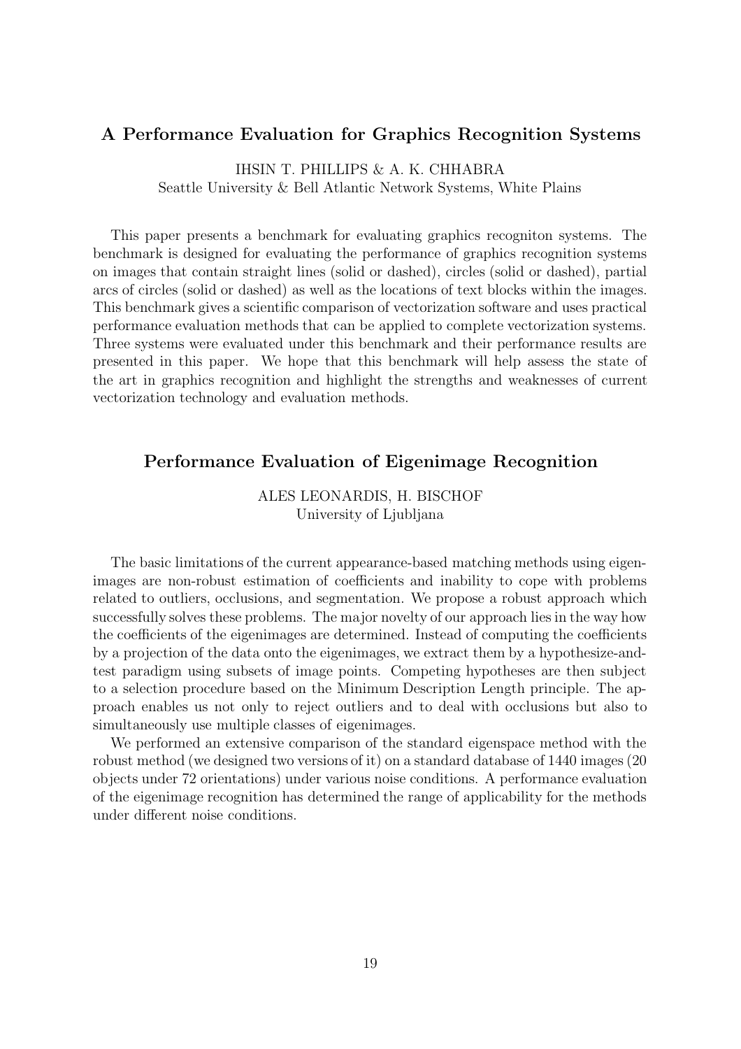## A Performance Evaluation for Graphics Recognition Systems

IHSIN T. PHILLIPS & A. K. CHHABRA
Seattle University & Bell Atlantic Network Systems, White Plains

This paper presents a benchmark for evaluating graphics recogniton systems. The benchmark is designed for evaluating the performance of graphics recognition systems on images that contain straight lines (solid or dashed), circles (solid or dashed), partial arcs of circles (solid or dashed) as well as the locations of text blocks within the images. This benchmark gives a scientific comparison of vectorization software and uses practical performance evaluation methods that can be applied to complete vectorization systems. Three systems were evaluated under this benchmark and their performance results are presented in this paper. We hope that this benchmark will help assess the state of the art in graphics recognition and highlight the strengths and weaknesses of current vectorization technology and evaluation methods.

## Performance Evaluation of Eigenimage Recognition

ALES LEONARDIS, H. BISCHOF
University of Ljubljana

The basic limitations of the current appearance-based matching methods using eigenimages are non-robust estimation of coefficients and inability to cope with problems related to outliers, occlusions, and segmentation. We propose a robust approach which successfully solves these problems. The major novelty of our approach lies in the way how the coefficients of the eigenimages are determined. Instead of computing the coefficients by a projection of the data onto the eigenimages, we extract them by a hypothesize-and-test paradigm using subsets of image points. Competing hypotheses are then subject to a selection procedure based on the Minimum Description Length principle. The approach enables us not only to reject outliers and to deal with occlusions but also to simultaneously use multiple classes of eigenimages.

We performed an extensive comparison of the standard eigenspace method with the robust method (we designed two versions of it) on a standard database of 1440 images (20 objects under 72 orientations) under various noise conditions. A performance evaluation of the eigenimage recognition has determined the range of applicability for the methods under different noise conditions.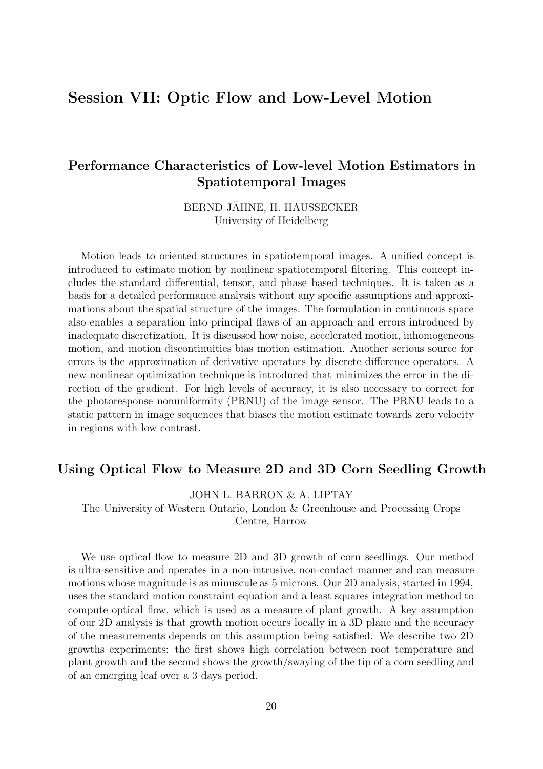# Session VII: Optic Flow and Low-Level Motion

## Performance Characteristics of Low-level Motion Estimators in Spatiotemporal Images

BERND JÄHNE, H. HAUSSECKER
University of Heidelberg

Motion leads to oriented structures in spatiotemporal images. A unified concept is introduced to estimate motion by nonlinear spatiotemporal filtering. This concept includes the standard differential, tensor, and phase based techniques. It is taken as a basis for a detailed performance analysis without any specific assumptions and approximations about the spatial structure of the images. The formulation in continuous space also enables a separation into principal flaws of an approach and errors introduced by inadequate discretization. It is discussed how noise, accelerated motion, inhomogeneous motion, and motion discontinuities bias motion estimation. Another serious source for errors is the approximation of derivative operators by discrete difference operators. A new nonlinear optimization technique is introduced that minimizes the error in the direction of the gradient. For high levels of accuracy, it is also necessary to correct for the photoresponse nonuniformity (PRNU) of the image sensor. The PRNU leads to a static pattern in image sequences that biases the motion estimate towards zero velocity in regions with low contrast.

## Using Optical Flow to Measure 2D and 3D Corn Seedling Growth

JOHN L. BARRON & A. LIPTAY
The University of Western Ontario, London & Greenhouse and Processing Crops Centre, Harrow

We use optical flow to measure 2D and 3D growth of corn seedlings. Our method is ultra-sensitive and operates in a non-intrusive, non-contact manner and can measure motions whose magnitude is as minuscule as 5 microns. Our 2D analysis, started in 1994, uses the standard motion constraint equation and a least squares integration method to compute optical flow, which is used as a measure of plant growth. A key assumption of our 2D analysis is that growth motion occurs locally in a 3D plane and the accuracy of the measurements depends on this assumption being satisfied. We describe two 2D growths experiments: the first shows high correlation between root temperature and plant growth and the second shows the growth/swaying of the tip of a corn seedling and of an emerging leaf over a 3 days period.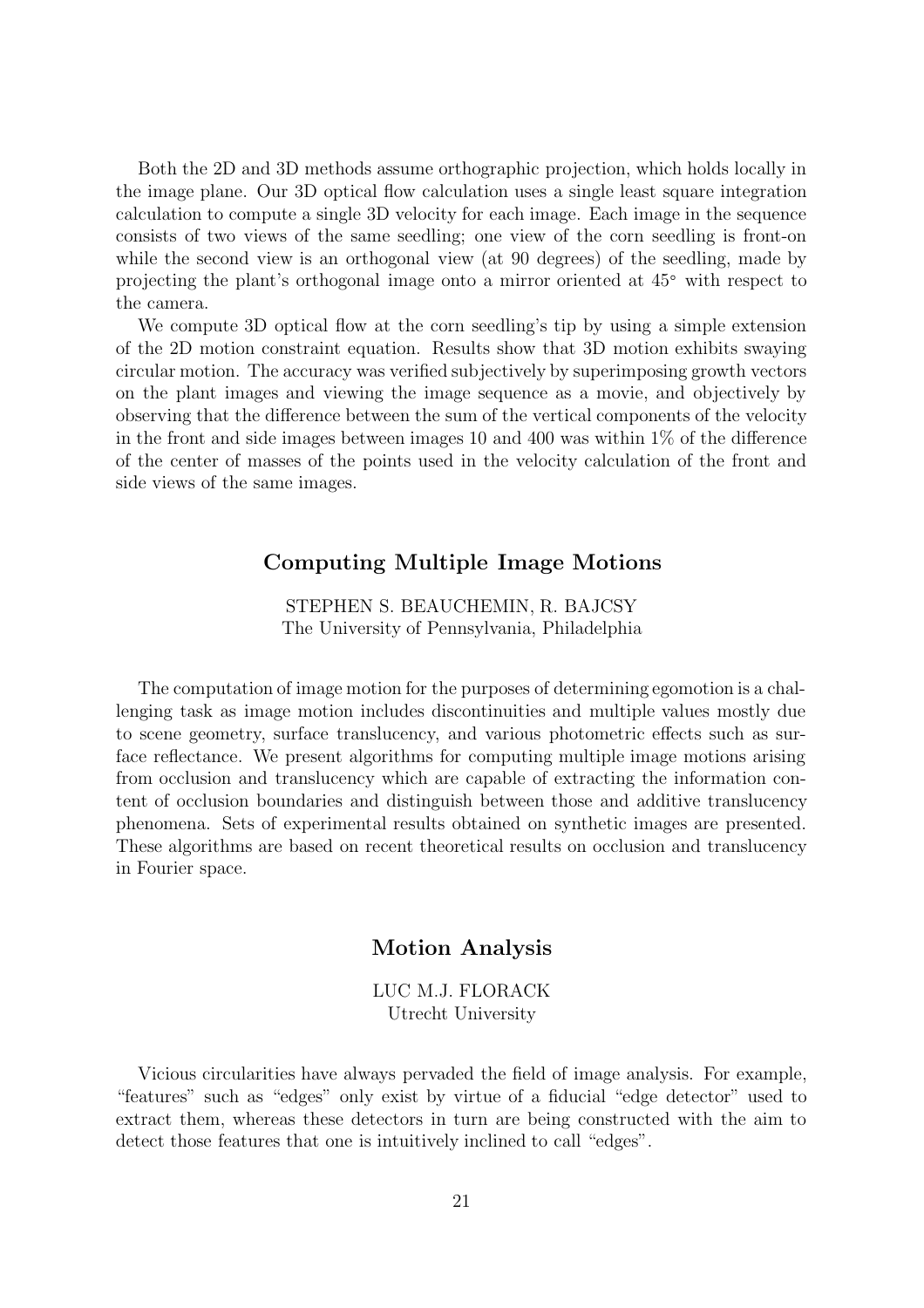Both the 2D and 3D methods assume orthographic projection, which holds locally in the image plane. Our 3D optical flow calculation uses a single least square integration calculation to compute a single 3D velocity for each image. Each image in the sequence consists of two views of the same seedling; one view of the corn seedling is front-on while the second view is an orthogonal view (at 90 degrees) of the seedling, made by projecting the plant's orthogonal image onto a mirror oriented at $45^\circ$ with respect to the camera.

We compute 3D optical flow at the corn seedling's tip by using a simple extension of the 2D motion constraint equation. Results show that 3D motion exhibits swaying circular motion. The accuracy was verified subjectively by superimposing growth vectors on the plant images and viewing the image sequence as a movie, and objectively by observing that the difference between the sum of the vertical components of the velocity in the front and side images between images 10 and 400 was within 1% of the difference of the center of masses of the points used in the velocity calculation of the front and side views of the same images.

## Computing Multiple Image Motions

STEPHEN S. BEAUCHEMIN, R. BAJCSY
The University of Pennsylvania, Philadelphia

The computation of image motion for the purposes of determining egomotion is a challenging task as image motion includes discontinuities and multiple values mostly due to scene geometry, surface translucency, and various photometric effects such as surface reflectance. We present algorithms for computing multiple image motions arising from occlusion and translucency which are capable of extracting the information content of occlusion boundaries and distinguish between those and additive translucency phenomena. Sets of experimental results obtained on synthetic images are presented. These algorithms are based on recent theoretical results on occlusion and translucency in Fourier space.

## Motion Analysis

LUC M.J. FLORACK
Utrecht University

Vicious circularities have always pervaded the field of image analysis. For example, "features" such as "edges" only exist by virtue of a fiducial "edge detector" used to extract them, whereas these detectors in turn are being constructed with the aim to detect those features that one is intuitively inclined to call "edges".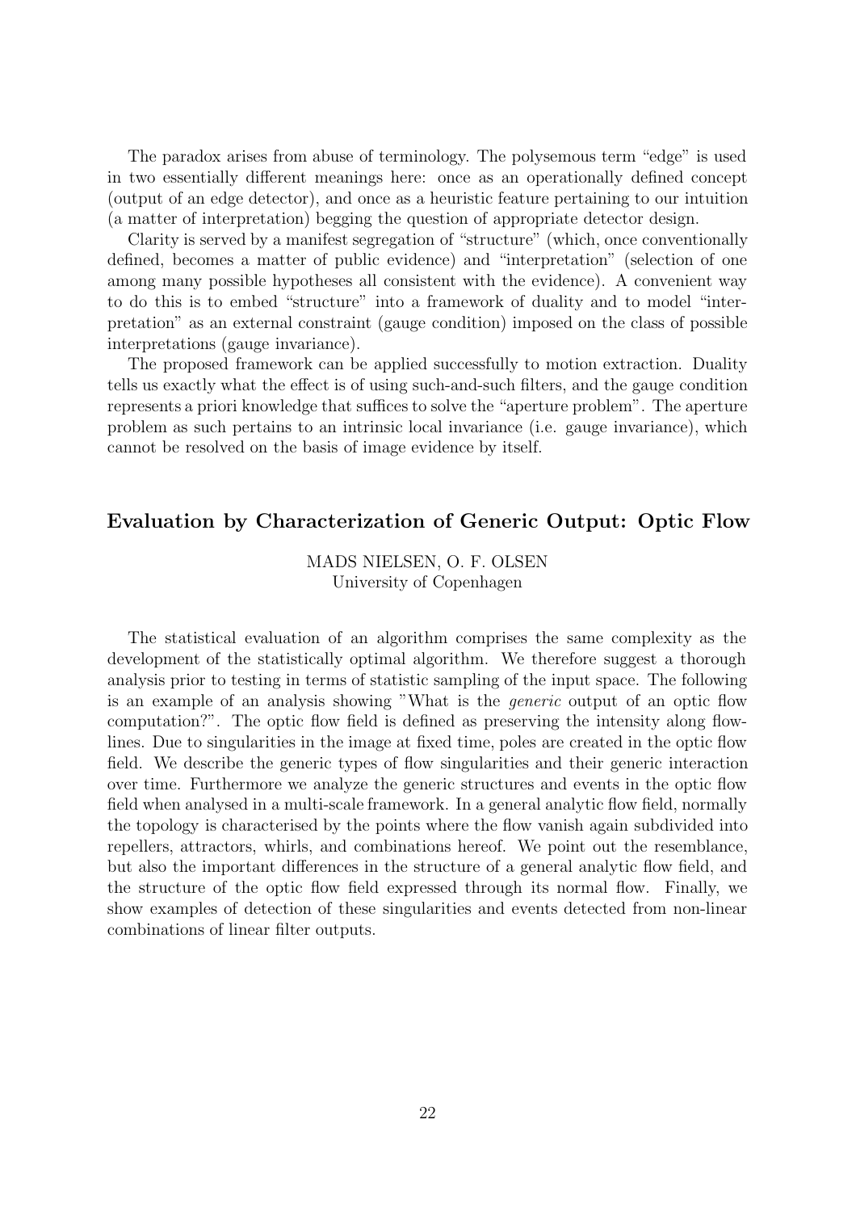The paradox arises from abuse of terminology. The polysemous term "edge" is used in two essentially different meanings here: once as an operationally defined concept (output of an edge detector), and once as a heuristic feature pertaining to our intuition (a matter of interpretation) begging the question of appropriate detector design.

Clarity is served by a manifest segregation of "structure" (which, once conventionally defined, becomes a matter of public evidence) and "interpretation" (selection of one among many possible hypotheses all consistent with the evidence). A convenient way to do this is to embed "structure" into a framework of duality and to model "interpretation" as an external constraint (gauge condition) imposed on the class of possible interpretations (gauge invariance).

The proposed framework can be applied successfully to motion extraction. Duality tells us exactly what the effect is of using such-and-such filters, and the gauge condition represents a priori knowledge that suffices to solve the "aperture problem". The aperture problem as such pertains to an intrinsic local invariance (i.e. gauge invariance), which cannot be resolved on the basis of image evidence by itself.

## Evaluation by Characterization of Generic Output: Optic Flow

MADS NIELSEN, O. F. OLSEN
University of Copenhagen

The statistical evaluation of an algorithm comprises the same complexity as the development of the statistically optimal algorithm. We therefore suggest a thorough analysis prior to testing in terms of statistic sampling of the input space. The following is an example of an analysis showing "What is the *generic* output of an optic flow computation?". The optic flow field is defined as preserving the intensity along flow-lines. Due to singularities in the image at fixed time, poles are created in the optic flow field. We describe the generic types of flow singularities and their generic interaction over time. Furthermore we analyze the generic structures and events in the optic flow field when analysed in a multi-scale framework. In a general analytic flow field, normally the topology is characterised by the points where the flow vanish again subdivided into repellers, attractors, whirls, and combinations hereof. We point out the resemblance, but also the important differences in the structure of a general analytic flow field, and the structure of the optic flow field expressed through its normal flow. Finally, we show examples of detection of these singularities and events detected from non-linear combinations of linear filter outputs.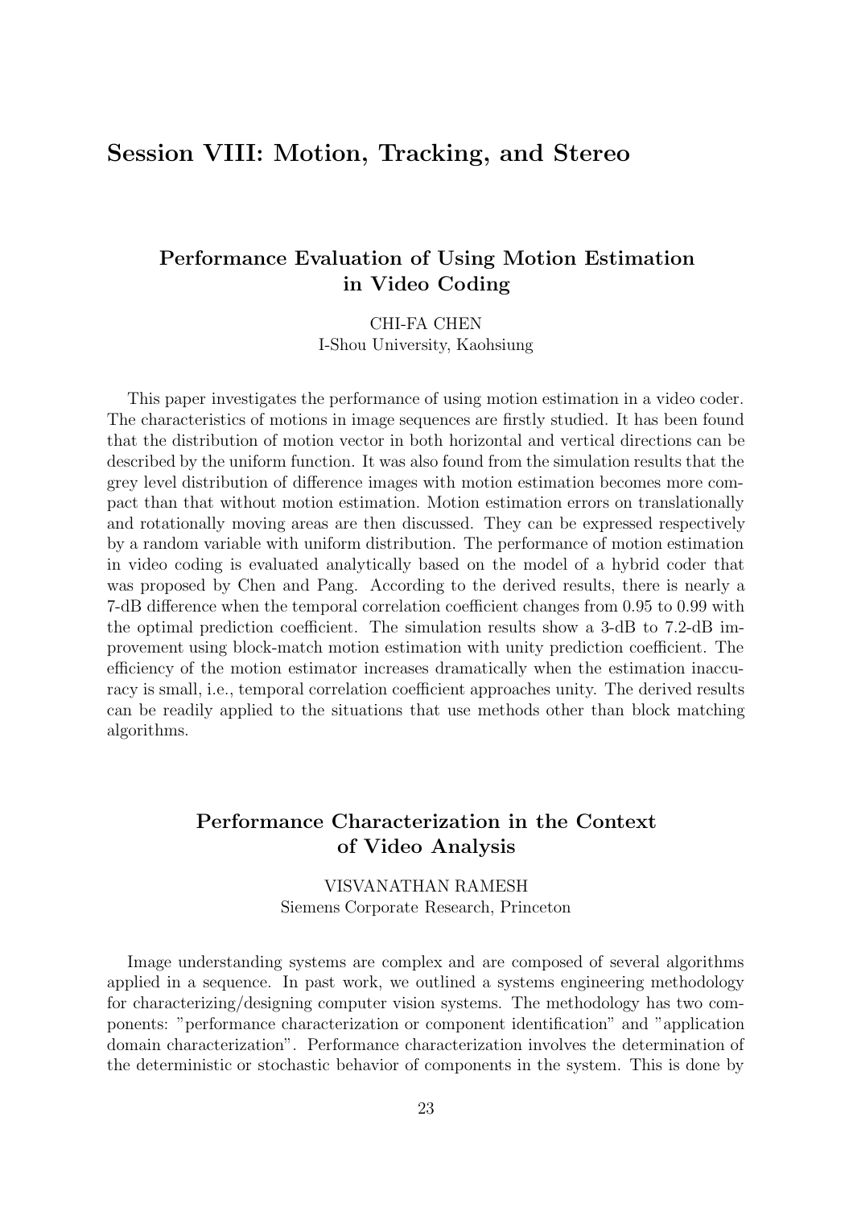# Session VIII: Motion, Tracking, and Stereo

## Performance Evaluation of Using Motion Estimation in Video Coding

CHI-FA CHEN
I-Shou University, Kaohsiung

This paper investigates the performance of using motion estimation in a video coder. The characteristics of motions in image sequences are firstly studied. It has been found that the distribution of motion vector in both horizontal and vertical directions can be described by the uniform function. It was also found from the simulation results that the grey level distribution of difference images with motion estimation becomes more compact than that without motion estimation. Motion estimation errors on translationally and rotationally moving areas are then discussed. They can be expressed respectively by a random variable with uniform distribution. The performance of motion estimation in video coding is evaluated analytically based on the model of a hybrid coder that was proposed by Chen and Pang. According to the derived results, there is nearly a 7-dB difference when the temporal correlation coefficient changes from 0.95 to 0.99 with the optimal prediction coefficient. The simulation results show a 3-dB to 7.2-dB improvement using block-match motion estimation with unity prediction coefficient. The efficiency of the motion estimator increases dramatically when the estimation inaccuracy is small, i.e., temporal correlation coefficient approaches unity. The derived results can be readily applied to the situations that use methods other than block matching algorithms.

## Performance Characterization in the Context of Video Analysis

VISVANATHAN RAMESH
Siemens Corporate Research, Princeton

Image understanding systems are complex and are composed of several algorithms applied in a sequence. In past work, we outlined a systems engineering methodology for characterizing/designing computer vision systems. The methodology has two components: "performance characterization or component identification" and "application domain characterization". Performance characterization involves the determination of the deterministic or stochastic behavior of components in the system. This is done by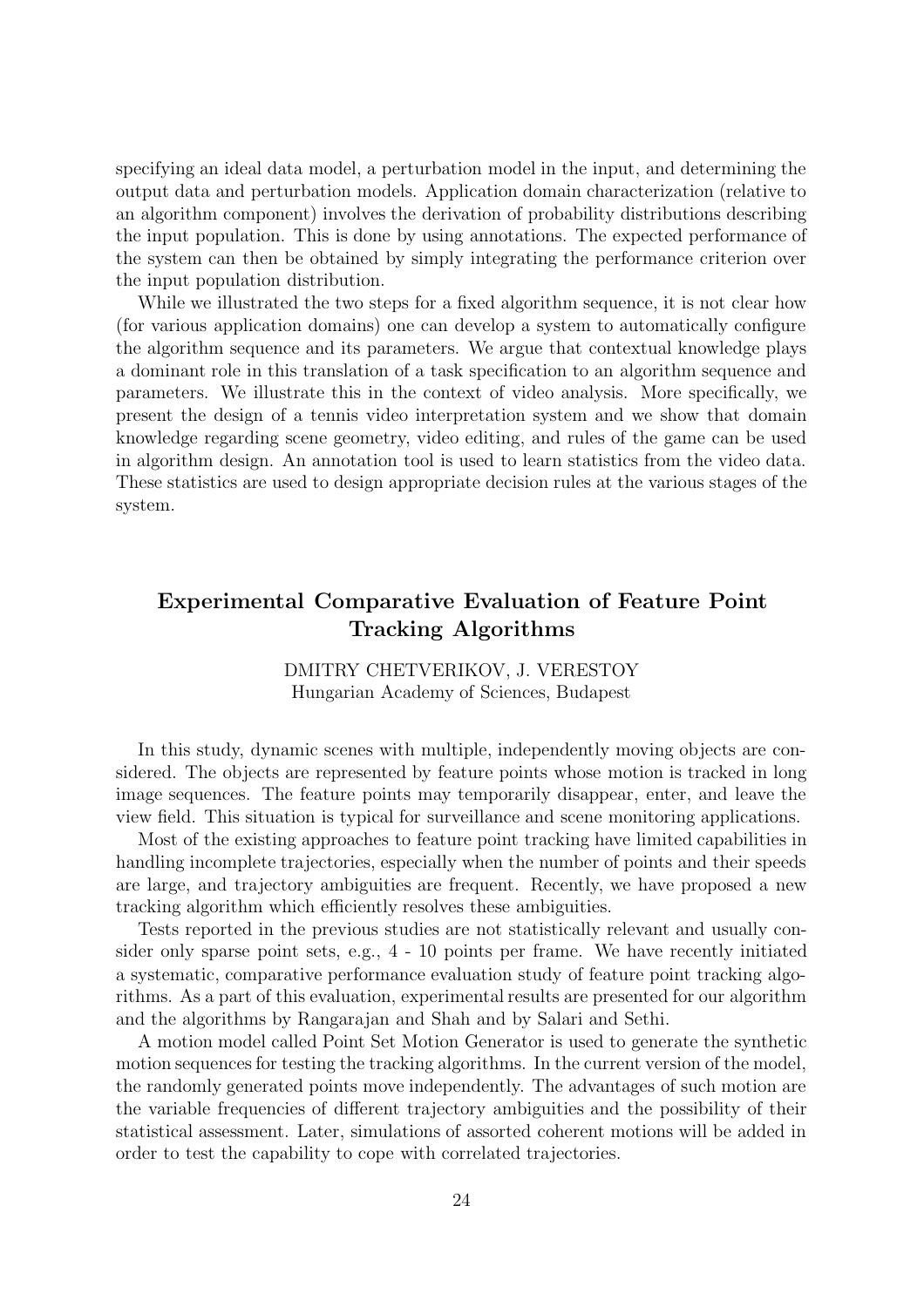specifying an ideal data model, a perturbation model in the input, and determining the output data and perturbation models. Application domain characterization (relative to an algorithm component) involves the derivation of probability distributions describing the input population. This is done by using annotations. The expected performance of the system can then be obtained by simply integrating the performance criterion over the input population distribution.

While we illustrated the two steps for a fixed algorithm sequence, it is not clear how (for various application domains) one can develop a system to automatically configure the algorithm sequence and its parameters. We argue that contextual knowledge plays a dominant role in this translation of a task specification to an algorithm sequence and parameters. We illustrate this in the context of video analysis. More specifically, we present the design of a tennis video interpretation system and we show that domain knowledge regarding scene geometry, video editing, and rules of the game can be used in algorithm design. An annotation tool is used to learn statistics from the video data. These statistics are used to design appropriate decision rules at the various stages of the system.

## Experimental Comparative Evaluation of Feature Point Tracking Algorithms

DMITRY CHETVERIKOV, J. VERESTOY
Hungarian Academy of Sciences, Budapest

In this study, dynamic scenes with multiple, independently moving objects are considered. The objects are represented by feature points whose motion is tracked in long image sequences. The feature points may temporarily disappear, enter, and leave the view field. This situation is typical for surveillance and scene monitoring applications.

Most of the existing approaches to feature point tracking have limited capabilities in handling incomplete trajectories, especially when the number of points and their speeds are large, and trajectory ambiguities are frequent. Recently, we have proposed a new tracking algorithm which efficiently resolves these ambiguities.

Tests reported in the previous studies are not statistically relevant and usually consider only sparse point sets, e.g., 4 - 10 points per frame. We have recently initiated a systematic, comparative performance evaluation study of feature point tracking algorithms. As a part of this evaluation, experimental results are presented for our algorithm and the algorithms by Rangarajan and Shah and by Salari and Sethi.

A motion model called Point Set Motion Generator is used to generate the synthetic motion sequences for testing the tracking algorithms. In the current version of the model, the randomly generated points move independently. The advantages of such motion are the variable frequencies of different trajectory ambiguities and the possibility of their statistical assessment. Later, simulations of assorted coherent motions will be added in order to test the capability to cope with correlated trajectories.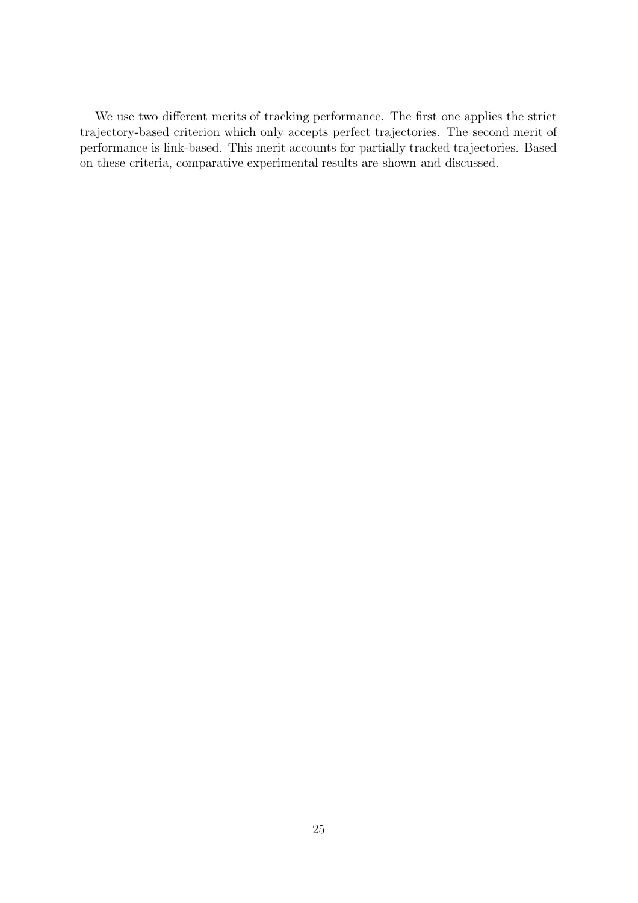We use two different merits of tracking performance. The first one applies the strict trajectory-based criterion which only accepts perfect trajectories. The second merit of performance is link-based. This merit accounts for partially tracked trajectories. Based on these criteria, comparative experimental results are shown and discussed.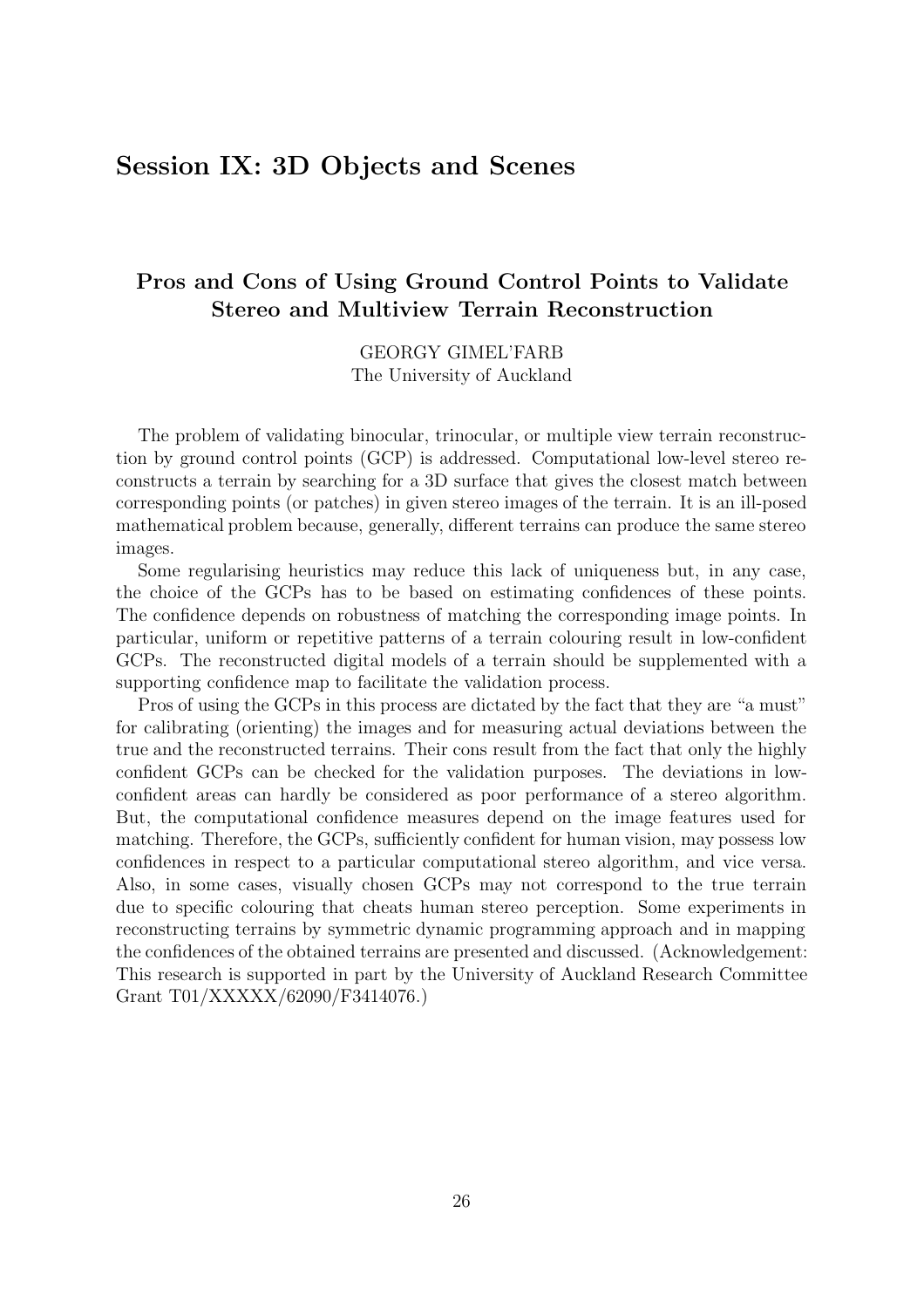## Session IX: 3D Objects and Scenes

### Pros and Cons of Using Ground Control Points to Validate Stereo and Multiview Terrain Reconstruction

GEORGY GIMEL'FARB
The University of Auckland

The problem of validating binocular, trinocular, or multiple view terrain reconstruction by ground control points (GCP) is addressed. Computational low-level stereo reconstructs a terrain by searching for a 3D surface that gives the closest match between corresponding points (or patches) in given stereo images of the terrain. It is an ill-posed mathematical problem because, generally, different terrains can produce the same stereo images.

Some regularising heuristics may reduce this lack of uniqueness but, in any case, the choice of the GCPs has to be based on estimating confidences of these points. The confidence depends on robustness of matching the corresponding image points. In particular, uniform or repetitive patterns of a terrain colouring result in low-confident GCPs. The reconstructed digital models of a terrain should be supplemented with a supporting confidence map to facilitate the validation process.

Pros of using the GCPs in this process are dictated by the fact that they are "a must" for calibrating (orienting) the images and for measuring actual deviations between the true and the reconstructed terrains. Their cons result from the fact that only the highly confident GCPs can be checked for the validation purposes. The deviations in low-confident areas can hardly be considered as poor performance of a stereo algorithm. But, the computational confidence measures depend on the image features used for matching. Therefore, the GCPs, sufficiently confident for human vision, may possess low confidences in respect to a particular computational stereo algorithm, and vice versa. Also, in some cases, visually chosen GCPs may not correspond to the true terrain due to specific colouring that cheats human stereo perception. Some experiments in reconstructing terrains by symmetric dynamic programming approach and in mapping the confidences of the obtained terrains are presented and discussed. (Acknowledgement: This research is supported in part by the University of Auckland Research Committee Grant T01/XXXXX/62090/F3414076.)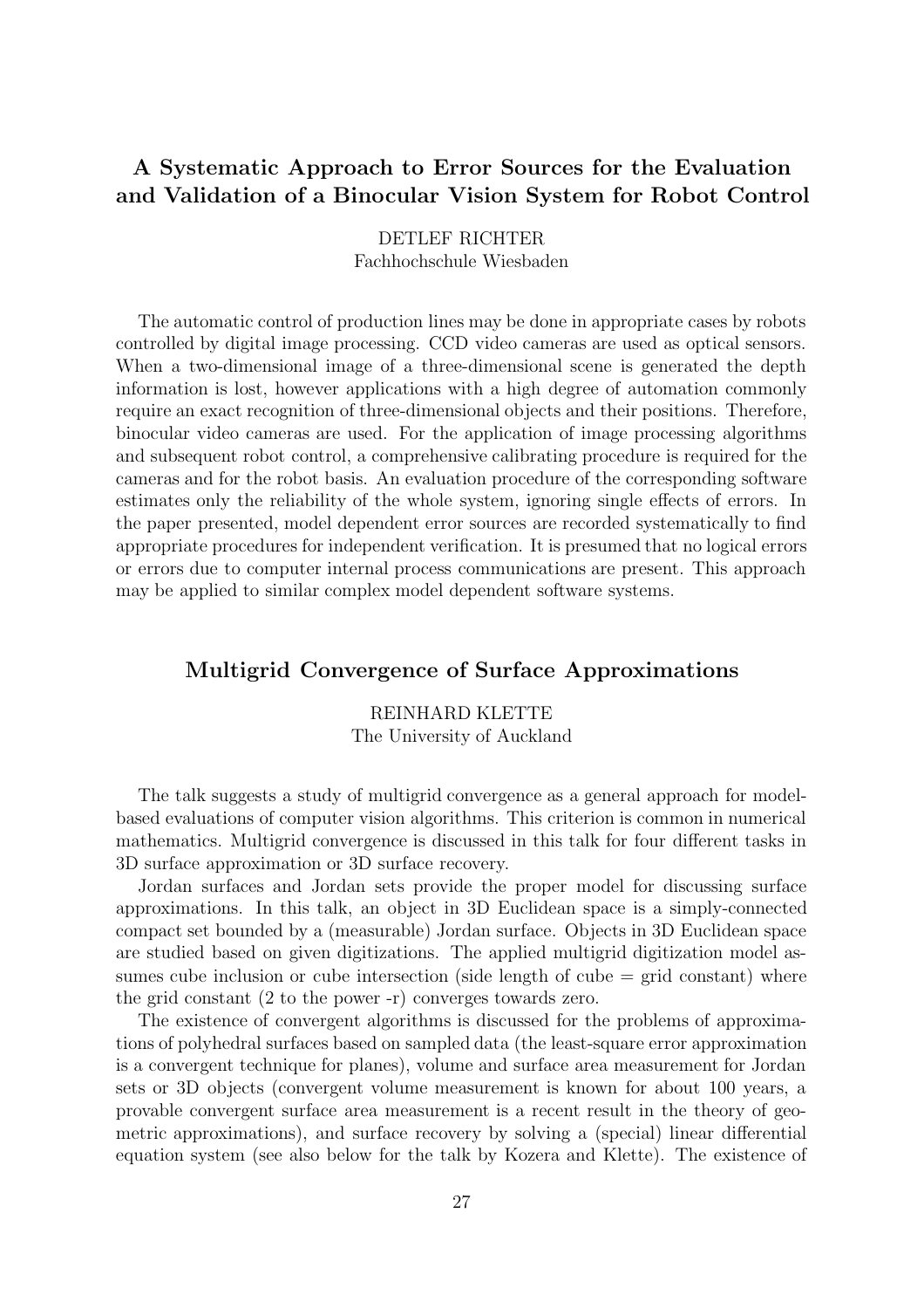## A Systematic Approach to Error Sources for the Evaluation and Validation of a Binocular Vision System for Robot Control

DETLEF RICHTER
Fachhochschule Wiesbaden

The automatic control of production lines may be done in appropriate cases by robots controlled by digital image processing. CCD video cameras are used as optical sensors. When a two-dimensional image of a three-dimensional scene is generated the depth information is lost, however applications with a high degree of automation commonly require an exact recognition of three-dimensional objects and their positions. Therefore, binocular video cameras are used. For the application of image processing algorithms and subsequent robot control, a comprehensive calibrating procedure is required for the cameras and for the robot basis. An evaluation procedure of the corresponding software estimates only the reliability of the whole system, ignoring single effects of errors. In the paper presented, model dependent error sources are recorded systematically to find appropriate procedures for independent verification. It is presumed that no logical errors or errors due to computer internal process communications are present. This approach may be applied to similar complex model dependent software systems.

## Multigrid Convergence of Surface Approximations

REINHARD KLETTE
The University of Auckland

The talk suggests a study of multigrid convergence as a general approach for model-based evaluations of computer vision algorithms. This criterion is common in numerical mathematics. Multigrid convergence is discussed in this talk for four different tasks in 3D surface approximation or 3D surface recovery.

Jordan surfaces and Jordan sets provide the proper model for discussing surface approximations. In this talk, an object in 3D Euclidean space is a simply-connected compact set bounded by a (measurable) Jordan surface. Objects in 3D Euclidean space are studied based on given digitizations. The applied multigrid digitization model assumes cube inclusion or cube intersection (side length of cube = grid constant) where the grid constant (2 to the power -r) converges towards zero.

The existence of convergent algorithms is discussed for the problems of approximations of polyhedral surfaces based on sampled data (the least-square error approximation is a convergent technique for planes), volume and surface area measurement for Jordan sets or 3D objects (convergent volume measurement is known for about 100 years, a provable convergent surface area measurement is a recent result in the theory of geometric approximations), and surface recovery by solving a (special) linear differential equation system (see also below for the talk by Kozera and Klette). The existence of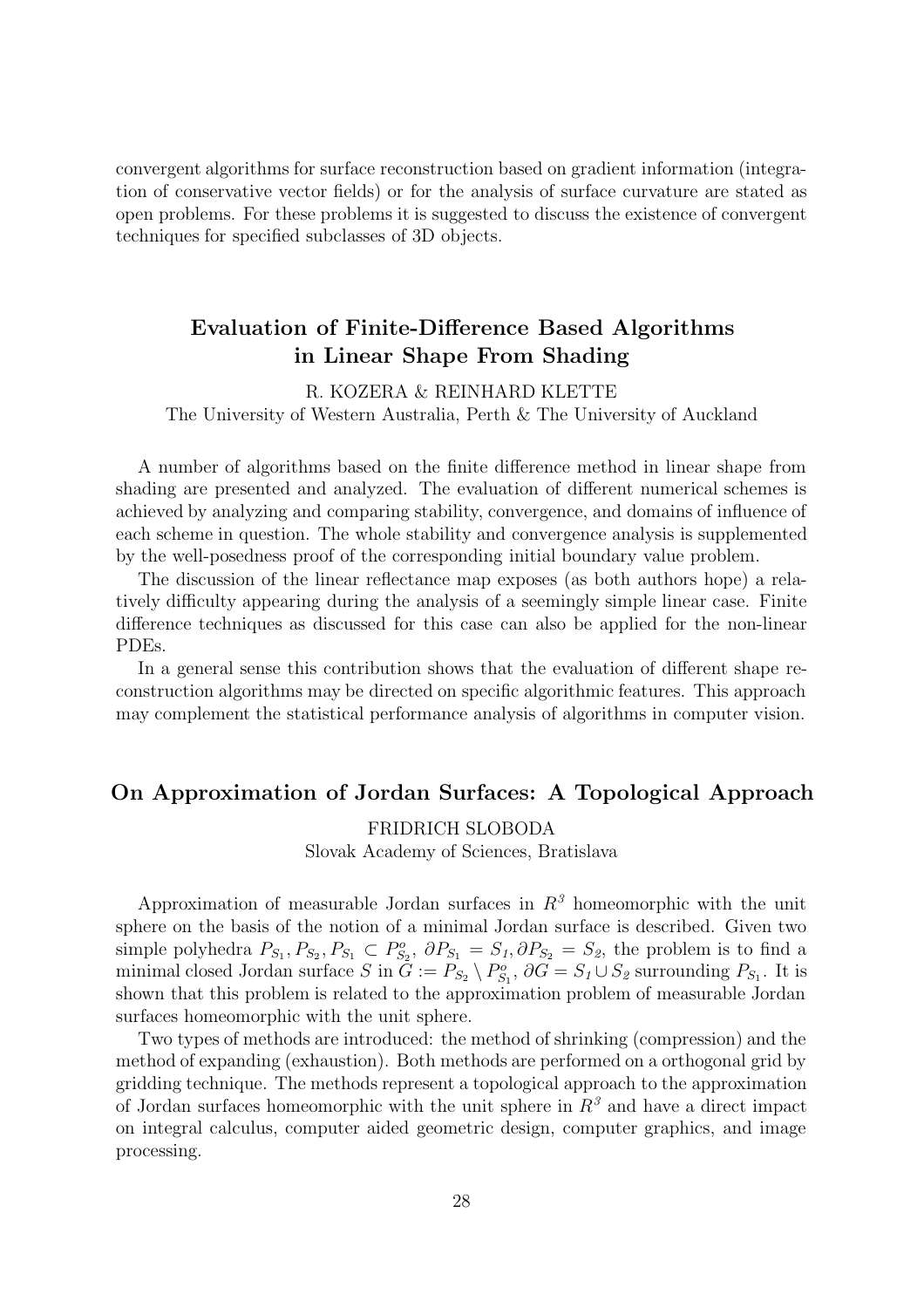convergent algorithms for surface reconstruction based on gradient information (integration of conservative vector fields) or for the analysis of surface curvature are stated as open problems. For these problems it is suggested to discuss the existence of convergent techniques for specified subclasses of 3D objects.

## Evaluation of Finite-Difference Based Algorithms in Linear Shape From Shading

R. KOZERA & REINHARD KLETTE
The University of Western Australia, Perth & The University of Auckland

A number of algorithms based on the finite difference method in linear shape from shading are presented and analyzed. The evaluation of different numerical schemes is achieved by analyzing and comparing stability, convergence, and domains of influence of each scheme in question. The whole stability and convergence analysis is supplemented by the well-posedness proof of the corresponding initial boundary value problem.

The discussion of the linear reflectance map exposes (as both authors hope) a relatively difficulty appearing during the analysis of a seemingly simple linear case. Finite difference techniques as discussed for this case can also be applied for the non-linear PDEs.

In a general sense this contribution shows that the evaluation of different shape reconstruction algorithms may be directed on specific algorithmic features. This approach may complement the statistical performance analysis of algorithms in computer vision.

## On Approximation of Jordan Surfaces: A Topological Approach

FRIDRICH SLOBODA
Slovak Academy of Sciences, Bratislava

Approximation of measurable Jordan surfaces in $R^3$ homeomorphic with the unit sphere on the basis of the notion of a minimal Jordan surface is described. Given two simple polyhedra $P_{S_1}, P_{S_2}, P_{S_1} \subset P^o_{S_2}$, $\partial P_{S_1} = S_1, \partial P_{S_2} = S_2$, the problem is to find a minimal closed Jordan surface $S$ in $G := P_{S_2} \setminus P^o_{S_1}$, $\partial G = S_1 \cup S_2$ surrounding $P_{S_1}$. It is shown that this problem is related to the approximation problem of measurable Jordan surfaces homeomorphic with the unit sphere.

Two types of methods are introduced: the method of shrinking (compression) and the method of expanding (exhaustion). Both methods are performed on a orthogonal grid by gridding technique. The methods represent a topological approach to the approximation of Jordan surfaces homeomorphic with the unit sphere in $R^3$ and have a direct impact on integral calculus, computer aided geometric design, computer graphics, and image processing.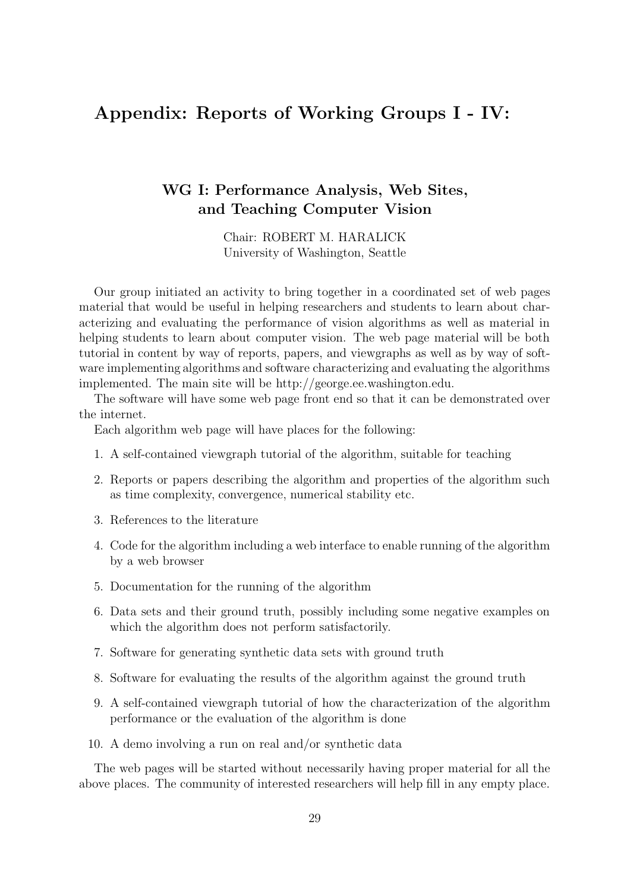# Appendix: Reports of Working Groups I - IV:

## WG I: Performance Analysis, Web Sites, and Teaching Computer Vision

Chair: ROBERT M. HARALICK
University of Washington, Seattle

Our group initiated an activity to bring together in a coordinated set of web pages material that would be useful in helping researchers and students to learn about characterizing and evaluating the performance of vision algorithms as well as material in helping students to learn about computer vision. The web page material will be both tutorial in content by way of reports, papers, and viewgraphs as well as by way of software implementing algorithms and software characterizing and evaluating the algorithms implemented. The main site will be http://george.ee.washington.edu.

The software will have some web page front end so that it can be demonstrated over the internet.

Each algorithm web page will have places for the following:

1. A self-contained viewgraph tutorial of the algorithm, suitable for teaching
2. Reports or papers describing the algorithm and properties of the algorithm such as time complexity, convergence, numerical stability etc.
3. References to the literature
4. Code for the algorithm including a web interface to enable running of the algorithm by a web browser
5. Documentation for the running of the algorithm
6. Data sets and their ground truth, possibly including some negative examples on which the algorithm does not perform satisfactorily.
7. Software for generating synthetic data sets with ground truth
8. Software for evaluating the results of the algorithm against the ground truth
9. A self-contained viewgraph tutorial of how the characterization of the algorithm performance or the evaluation of the algorithm is done
10. A demo involving a run on real and/or synthetic data

The web pages will be started without necessarily having proper material for all the above places. The community of interested researchers will help fill in any empty place.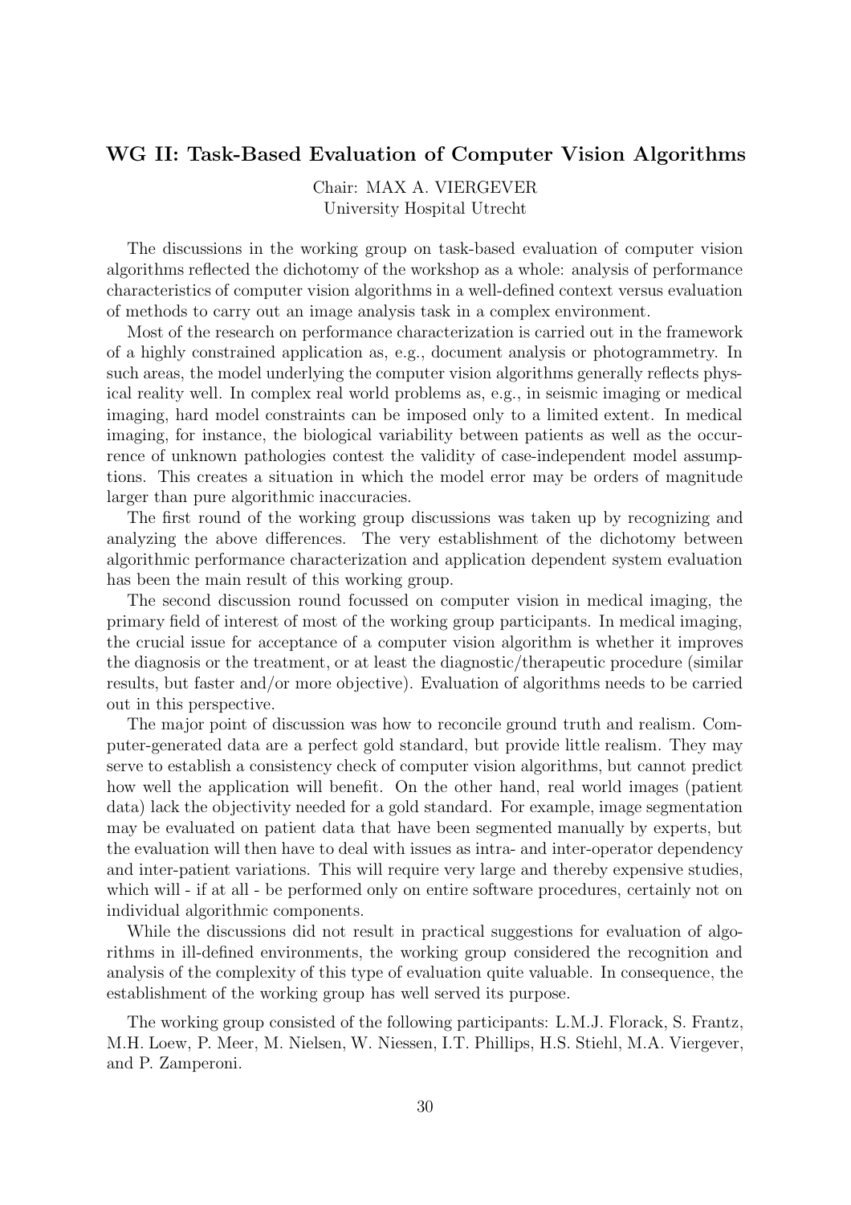## WG II: Task-Based Evaluation of Computer Vision Algorithms

Chair: MAX A. VIERGEVER
University Hospital Utrecht

The discussions in the working group on task-based evaluation of computer vision algorithms reflected the dichotomy of the workshop as a whole: analysis of performance characteristics of computer vision algorithms in a well-defined context versus evaluation of methods to carry out an image analysis task in a complex environment.

Most of the research on performance characterization is carried out in the framework of a highly constrained application as, e.g., document analysis or photogrammetry. In such areas, the model underlying the computer vision algorithms generally reflects physical reality well. In complex real world problems as, e.g., in seismic imaging or medical imaging, hard model constraints can be imposed only to a limited extent. In medical imaging, for instance, the biological variability between patients as well as the occurrence of unknown pathologies contest the validity of case-independent model assumptions. This creates a situation in which the model error may be orders of magnitude larger than pure algorithmic inaccuracies.

The first round of the working group discussions was taken up by recognizing and analyzing the above differences. The very establishment of the dichotomy between algorithmic performance characterization and application dependent system evaluation has been the main result of this working group.

The second discussion round focussed on computer vision in medical imaging, the primary field of interest of most of the working group participants. In medical imaging, the crucial issue for acceptance of a computer vision algorithm is whether it improves the diagnosis or the treatment, or at least the diagnostic/therapeutic procedure (similar results, but faster and/or more objective). Evaluation of algorithms needs to be carried out in this perspective.

The major point of discussion was how to reconcile ground truth and realism. Computer-generated data are a perfect gold standard, but provide little realism. They may serve to establish a consistency check of computer vision algorithms, but cannot predict how well the application will benefit. On the other hand, real world images (patient data) lack the objectivity needed for a gold standard. For example, image segmentation may be evaluated on patient data that have been segmented manually by experts, but the evaluation will then have to deal with issues as intra- and inter-operator dependency and inter-patient variations. This will require very large and thereby expensive studies, which will - if at all - be performed only on entire software procedures, certainly not on individual algorithmic components.

While the discussions did not result in practical suggestions for evaluation of algorithms in ill-defined environments, the working group considered the recognition and analysis of the complexity of this type of evaluation quite valuable. In consequence, the establishment of the working group has well served its purpose.

The working group consisted of the following participants: L.M.J. Florack, S. Frantz, M.H. Loew, P. Meer, M. Nielsen, W. Niessen, I.T. Phillips, H.S. Stiehl, M.A. Viergever, and P. Zamperoni.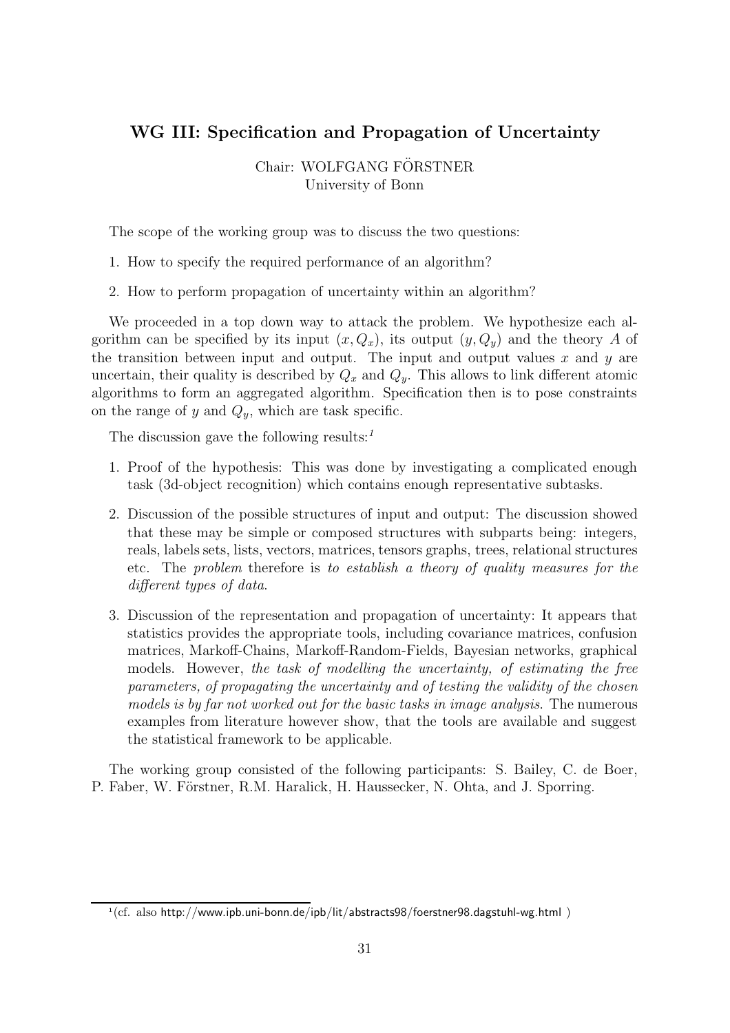## WG III: Specification and Propagation of Uncertainty

Chair: WOLFGANG FÖRSTNER
University of Bonn

The scope of the working group was to discuss the two questions:

1. How to specify the required performance of an algorithm?
2. How to perform propagation of uncertainty within an algorithm?

We proceeded in a top down way to attack the problem. We hypothesize each algorithm can be specified by its input $(x, Q_x)$, its output $(y, Q_y)$ and the theory $A$ of the transition between input and output. The input and output values $x$ and $y$ are uncertain, their quality is described by $Q_x$ and $Q_y$. This allows to link different atomic algorithms to form an aggregated algorithm. Specification then is to pose constraints on the range of $y$ and $Q_y$, which are task specific.

The discussion gave the following results:[1]

1. Proof of the hypothesis: This was done by investigating a complicated enough task (3d-object recognition) which contains enough representative subtasks.
2. Discussion of the possible structures of input and output: The discussion showed that these may be simple or composed structures with subparts being: integers, reals, labels sets, lists, vectors, matrices, tensors graphs, trees, relational structures etc. The *problem* therefore is *to establish a theory of quality measures for the different types of data*.
3. Discussion of the representation and propagation of uncertainty: It appears that statistics provides the appropriate tools, including covariance matrices, confusion matrices, Markoff-Chains, Markoff-Random-Fields, Bayesian networks, graphical models. However, *the task of modelling the uncertainty, of estimating the free parameters, of propagating the uncertainty and of testing the validity of the chosen models is by far not worked out for the basic tasks in image analysis*. The numerous examples from literature however show, that the tools are available and suggest the statistical framework to be applicable.

The working group consisted of the following participants: S. Bailey, C. de Boer, P. Faber, W. Förstner, R.M. Haralick, H. Haussecker, N. Ohta, and J. Sporring.

[1] (cf. also http://www.ipb.uni-bonn.de/ipb/lit/abstracts98/foerstner98.dagstuhl-wg.html )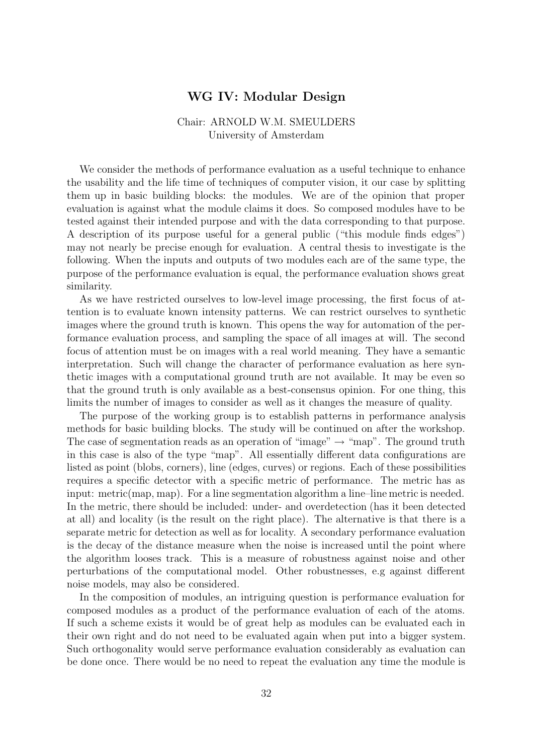## WG IV: Modular Design

Chair: ARNOLD W.M. SMEULDERS  
University of Amsterdam

We consider the methods of performance evaluation as a useful technique to enhance the usability and the life time of techniques of computer vision, it our case by splitting them up in basic building blocks: the modules. We are of the opinion that proper evaluation is against what the module claims it does. So composed modules have to be tested against their intended purpose and with the data corresponding to that purpose. A description of its purpose useful for a general public ("this module finds edges") may not nearly be precise enough for evaluation. A central thesis to investigate is the following. When the inputs and outputs of two modules each are of the same type, the purpose of the performance evaluation is equal, the performance evaluation shows great similarity.

As we have restricted ourselves to low-level image processing, the first focus of attention is to evaluate known intensity patterns. We can restrict ourselves to synthetic images where the ground truth is known. This opens the way for automation of the performance evaluation process, and sampling the space of all images at will. The second focus of attention must be on images with a real world meaning. They have a semantic interpretation. Such will change the character of performance evaluation as here synthetic images with a computational ground truth are not available. It may be even so that the ground truth is only available as a best-consensus opinion. For one thing, this limits the number of images to consider as well as it changes the measure of quality.

The purpose of the working group is to establish patterns in performance analysis methods for basic building blocks. The study will be continued on after the workshop. The case of segmentation reads as an operation of "image" → "map". The ground truth in this case is also of the type "map". All essentially different data configurations are listed as point (blobs, corners), line (edges, curves) or regions. Each of these possibilities requires a specific detector with a specific metric of performance. The metric has as input: metric(map, map). For a line segmentation algorithm a line–line metric is needed. In the metric, there should be included: under- and overdetection (has it been detected at all) and locality (is the result on the right place). The alternative is that there is a separate metric for detection as well as for locality. A secondary performance evaluation is the decay of the distance measure when the noise is increased until the point where the algorithm looses track. This is a measure of robustness against noise and other perturbations of the computational model. Other robustnesses, e.g against different noise models, may also be considered.

In the composition of modules, an intriguing question is performance evaluation for composed modules as a product of the performance evaluation of each of the atoms. If such a scheme exists it would be of great help as modules can be evaluated each in their own right and do not need to be evaluated again when put into a bigger system. Such orthogonality would serve performance evaluation considerably as evaluation can be done once. There would be no need to repeat the evaluation any time the module is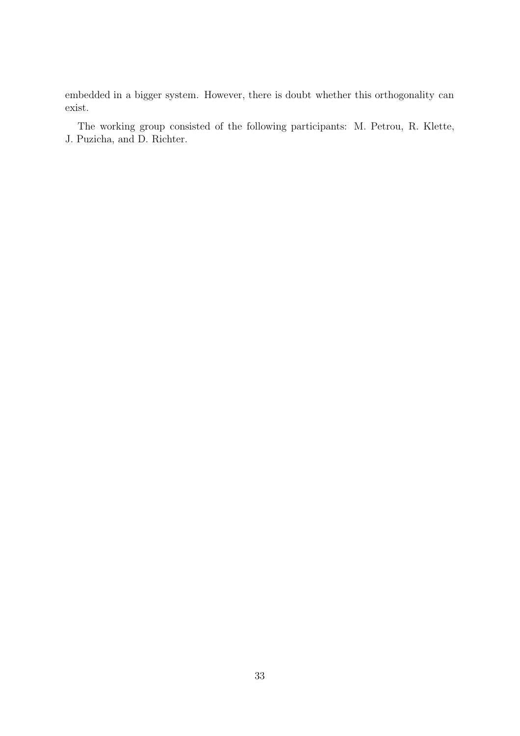embedded in a bigger system. However, there is doubt whether this orthogonality can exist.

The working group consisted of the following participants: M. Petrou, R. Klette, J. Puzicha, and D. Richter.